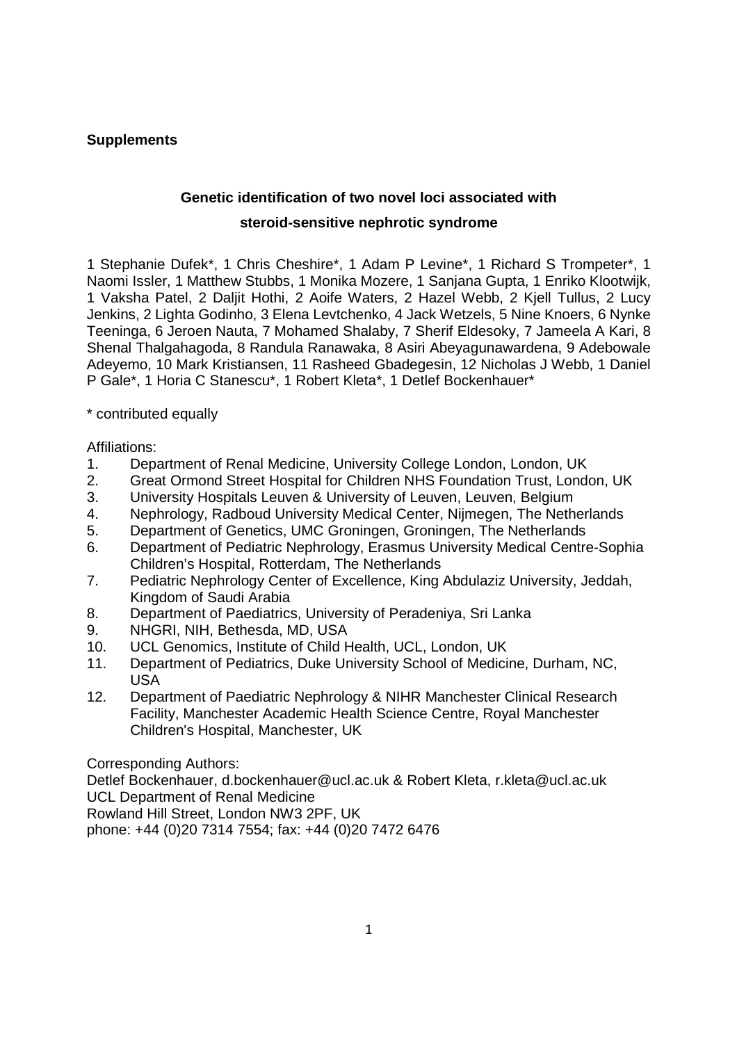**Supplements**

## Genetic identification of two novel loci associated with steroid-sensitive nephrotic syndrome

1 Stephanie Dufek*, 1 Chris Cheshire*, 1 Adam P Levine*, 1 Richard S Trompeter*, 1 Naomi Issler, 1 Matthew Stubbs, 1 Monika Mozere, 1 Sanjana Gupta, 1 Enriko Klootwijk, 1 Vaksha Patel, 2 Daljit Hothi, 2 Aoife Waters, 2 Hazel Webb, 2 Kjell Tullus, 2 Lucy Jenkins, 2 Lighta Godinho, 3 Elena Levtchenko, 4 Jack Wetzels, 5 Nine Knoers, 6 Nynke Teeninga, 6 Jeroen Nauta, 7 Mohamed Shalaby, 7 Sherif Eldesoky, 7 Jameela A Kari, 8 Shenal Thalgahagoda, 8 Randula Ranawaka, 8 Asiri Abeyagunawardena, 9 Adebowale Adeyemo, 10 Mark Kristiansen, 11 Rasheed Gbadegesin, 12 Nicholas J Webb, 1 Daniel P Gale*, 1 Horia C Stanescu*, 1 Robert Kleta*, 1 Detlef Bockenhauer*

* contributed equally

Affiliations:

1. Department of Renal Medicine, University College London, London, UK
2. Great Ormond Street Hospital for Children NHS Foundation Trust, London, UK
3. University Hospitals Leuven & University of Leuven, Leuven, Belgium
4. Nephrology, Radboud University Medical Center, Nijmegen, The Netherlands
5. Department of Genetics, UMC Groningen, Groningen, The Netherlands
6. Department of Pediatric Nephrology, Erasmus University Medical Centre-Sophia Children's Hospital, Rotterdam, The Netherlands
7. Pediatric Nephrology Center of Excellence, King Abdulaziz University, Jeddah, Kingdom of Saudi Arabia
8. Department of Paediatrics, University of Peradeniya, Sri Lanka
9. NHGRI, NIH, Bethesda, MD, USA
10. UCL Genomics, Institute of Child Health, UCL, London, UK
11. Department of Pediatrics, Duke University School of Medicine, Durham, NC, USA
12. Department of Paediatric Nephrology & NIHR Manchester Clinical Research Facility, Manchester Academic Health Science Centre, Royal Manchester Children's Hospital, Manchester, UK

Corresponding Authors:
Detlef Bockenhauer, d.bockenhauer@ucl.ac.uk & Robert Kleta, r.kleta@ucl.ac.uk
UCL Department of Renal Medicine
Rowland Hill Street, London NW3 2PF, UK
phone: +44 (0)20 7314 7554; fax: +44 (0)20 7472 6476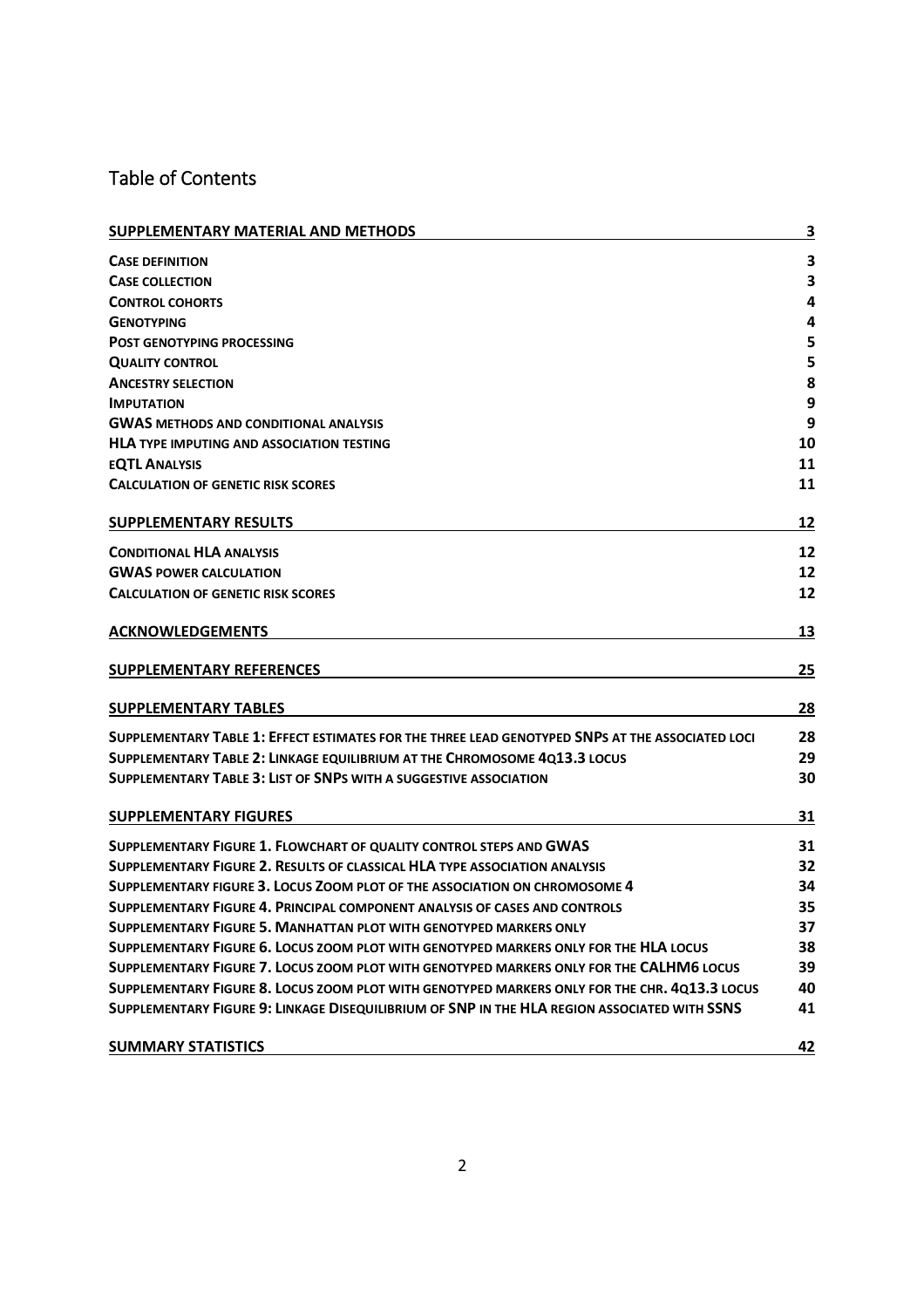# Table of Contents

| | |
|---|---|
| **SUPPLEMENTARY MATERIAL AND METHODS** | **3** |
| **CASE DEFINITION** | **3** |
| **CASE COLLECTION** | **3** |
| **CONTROL COHORTS** | **4** |
| **GENOTYPING** | **4** |
| **POST GENOTYPING PROCESSING** | **5** |
| **QUALITY CONTROL** | **5** |
| **ANCESTRY SELECTION** | **8** |
| **IMPUTATION** | **9** |
| **GWAS METHODS AND CONDITIONAL ANALYSIS** | **9** |
| **HLA TYPE IMPUTING AND ASSOCIATION TESTING** | **10** |
| **EQTL ANALYSIS** | **11** |
| **CALCULATION OF GENETIC RISK SCORES** | **11** |
| **SUPPLEMENTARY RESULTS** | **12** |
| **CONDITIONAL HLA ANALYSIS** | **12** |
| **GWAS POWER CALCULATION** | **12** |
| **CALCULATION OF GENETIC RISK SCORES** | **12** |
| **ACKNOWLEDGEMENTS** | **13** |
| **SUPPLEMENTARY REFERENCES** | **25** |
| **SUPPLEMENTARY TABLES** | **28** |
| **SUPPLEMENTARY TABLE 1: EFFECT ESTIMATES FOR THE THREE LEAD GENOTYPED SNPS AT THE ASSOCIATED LOCI** | **28** |
| **SUPPLEMENTARY TABLE 2: LINKAGE EQUILIBRIUM AT THE CHROMOSOME 4Q13.3 LOCUS** | **29** |
| **SUPPLEMENTARY TABLE 3: LIST OF SNPS WITH A SUGGESTIVE ASSOCIATION** | **30** |
| **SUPPLEMENTARY FIGURES** | **31** |
| **SUPPLEMENTARY FIGURE 1. FLOWCHART OF QUALITY CONTROL STEPS AND GWAS** | **31** |
| **SUPPLEMENTARY FIGURE 2. RESULTS OF CLASSICAL HLA TYPE ASSOCIATION ANALYSIS** | **32** |
| **SUPPLEMENTARY FIGURE 3. LOCUS ZOOM PLOT OF THE ASSOCIATION ON CHROMOSOME 4** | **34** |
| **SUPPLEMENTARY FIGURE 4. PRINCIPAL COMPONENT ANALYSIS OF CASES AND CONTROLS** | **35** |
| **SUPPLEMENTARY FIGURE 5. MANHATTAN PLOT WITH GENOTYPED MARKERS ONLY** | **37** |
| **SUPPLEMENTARY FIGURE 6. LOCUS ZOOM PLOT WITH GENOTYPED MARKERS ONLY FOR THE HLA LOCUS** | **38** |
| **SUPPLEMENTARY FIGURE 7. LOCUS ZOOM PLOT WITH GENOTYPED MARKERS ONLY FOR THE CALHM6 LOCUS** | **39** |
| **SUPPLEMENTARY FIGURE 8. LOCUS ZOOM PLOT WITH GENOTYPED MARKERS ONLY FOR THE CHR. 4Q13.3 LOCUS** | **40** |
| **SUPPLEMENTARY FIGURE 9: LINKAGE DISEQUILIBRIUM OF SNP IN THE HLA REGION ASSOCIATED WITH SSNS** | **41** |
| **SUMMARY STATISTICS** | **42** |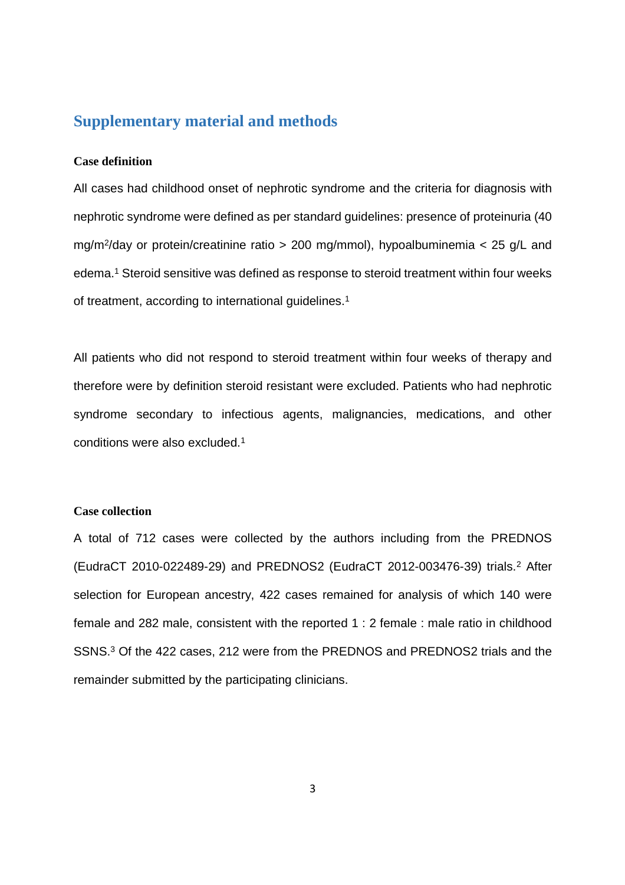## Supplementary material and methods

### Case definition

All cases had childhood onset of nephrotic syndrome and the criteria for diagnosis with nephrotic syndrome were defined as per standard guidelines: presence of proteinuria (40 mg/m$^2$/day or protein/creatinine ratio > 200 mg/mmol), hypoalbuminemia < 25 g/L and edema.[1] Steroid sensitive was defined as response to steroid treatment within four weeks of treatment, according to international guidelines.[1]

All patients who did not respond to steroid treatment within four weeks of therapy and therefore were by definition steroid resistant were excluded. Patients who had nephrotic syndrome secondary to infectious agents, malignancies, medications, and other conditions were also excluded.[1]

### Case collection

A total of 712 cases were collected by the authors including from the PREDNOS (EudraCT 2010-022489-29) and PREDNOS2 (EudraCT 2012-003476-39) trials.[2] After selection for European ancestry, 422 cases remained for analysis of which 140 were female and 282 male, consistent with the reported 1 : 2 female : male ratio in childhood SSNS.[3] Of the 422 cases, 212 were from the PREDNOS and PREDNOS2 trials and the remainder submitted by the participating clinicians.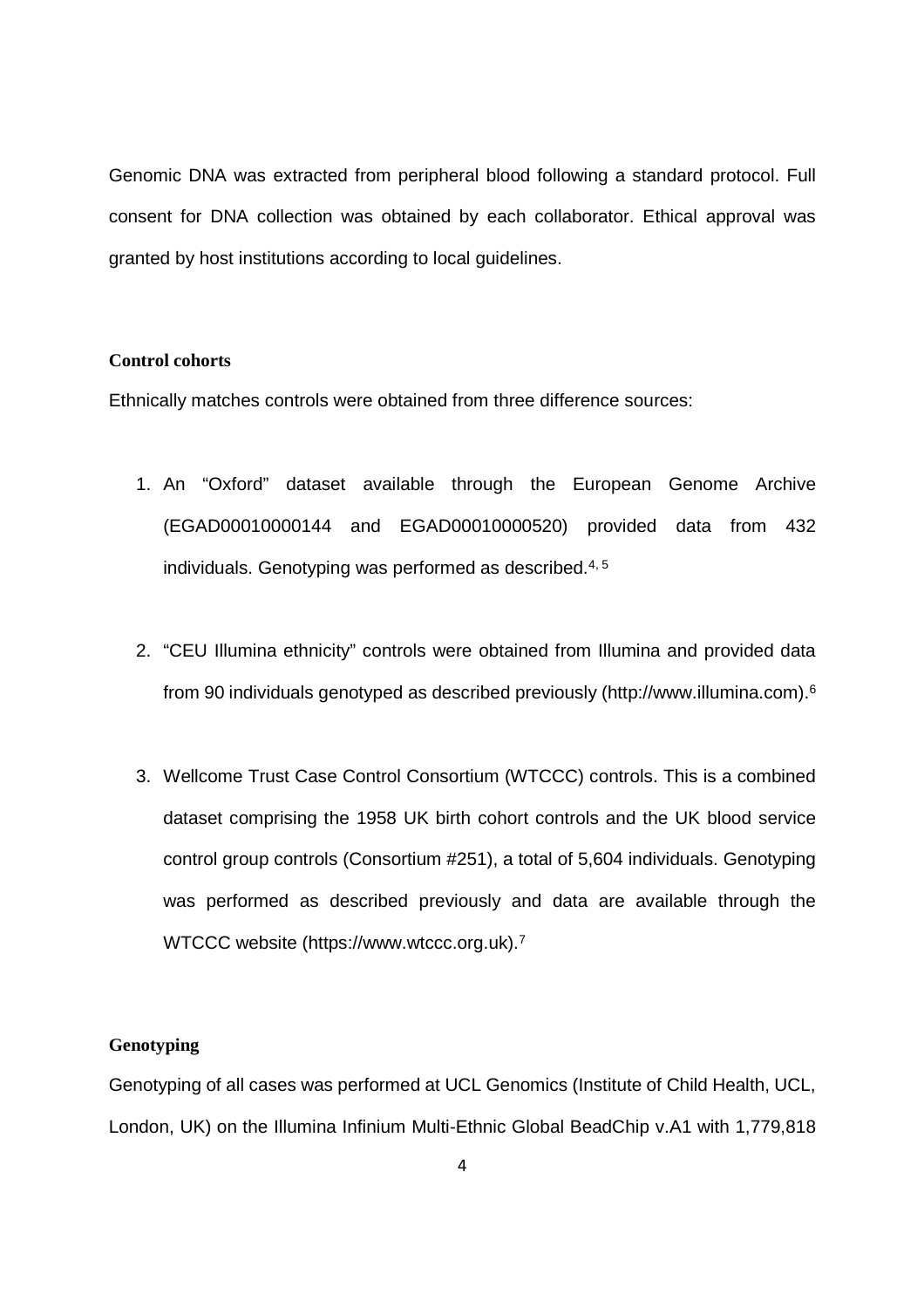Genomic DNA was extracted from peripheral blood following a standard protocol. Full consent for DNA collection was obtained by each collaborator. Ethical approval was granted by host institutions according to local guidelines.

### Control cohorts

Ethnically matches controls were obtained from three difference sources:

1. An "Oxford" dataset available through the European Genome Archive (EGAD00010000144 and EGAD00010000520) provided data from 432 individuals. Genotyping was performed as described.[4, 5]

2. "CEU Illumina ethnicity" controls were obtained from Illumina and provided data from 90 individuals genotyped as described previously (http://www.illumina.com).[6]

3. Wellcome Trust Case Control Consortium (WTCCC) controls. This is a combined dataset comprising the 1958 UK birth cohort controls and the UK blood service control group controls (Consortium #251), a total of 5,604 individuals. Genotyping was performed as described previously and data are available through the WTCCC website (https://www.wtccc.org.uk).[7]

### Genotyping

Genotyping of all cases was performed at UCL Genomics (Institute of Child Health, UCL, London, UK) on the Illumina Infinium Multi-Ethnic Global BeadChip v.A1 with 1,779,818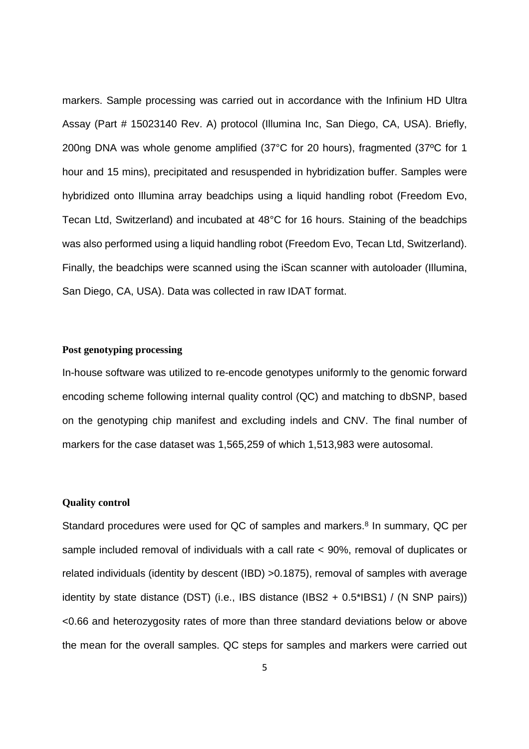markers. Sample processing was carried out in accordance with the Infinium HD Ultra Assay (Part # 15023140 Rev. A) protocol (Illumina Inc, San Diego, CA, USA). Briefly, 200ng DNA was whole genome amplified (37°C for 20 hours), fragmented (37ºC for 1 hour and 15 mins), precipitated and resuspended in hybridization buffer. Samples were hybridized onto Illumina array beadchips using a liquid handling robot (Freedom Evo, Tecan Ltd, Switzerland) and incubated at 48°C for 16 hours. Staining of the beadchips was also performed using a liquid handling robot (Freedom Evo, Tecan Ltd, Switzerland). Finally, the beadchips were scanned using the iScan scanner with autoloader (Illumina, San Diego, CA, USA). Data was collected in raw IDAT format.

**Post genotyping processing**

In-house software was utilized to re-encode genotypes uniformly to the genomic forward encoding scheme following internal quality control (QC) and matching to dbSNP, based on the genotyping chip manifest and excluding indels and CNV. The final number of markers for the case dataset was 1,565,259 of which 1,513,983 were autosomal.

**Quality control**

Standard procedures were used for QC of samples and markers.[8] In summary, QC per sample included removal of individuals with a call rate < 90%, removal of duplicates or related individuals (identity by descent (IBD) >0.1875), removal of samples with average identity by state distance (DST) (i.e., IBS distance (IBS2 + 0.5*IBS1) / (N SNP pairs)) <0.66 and heterozygosity rates of more than three standard deviations below or above the mean for the overall samples. QC steps for samples and markers were carried out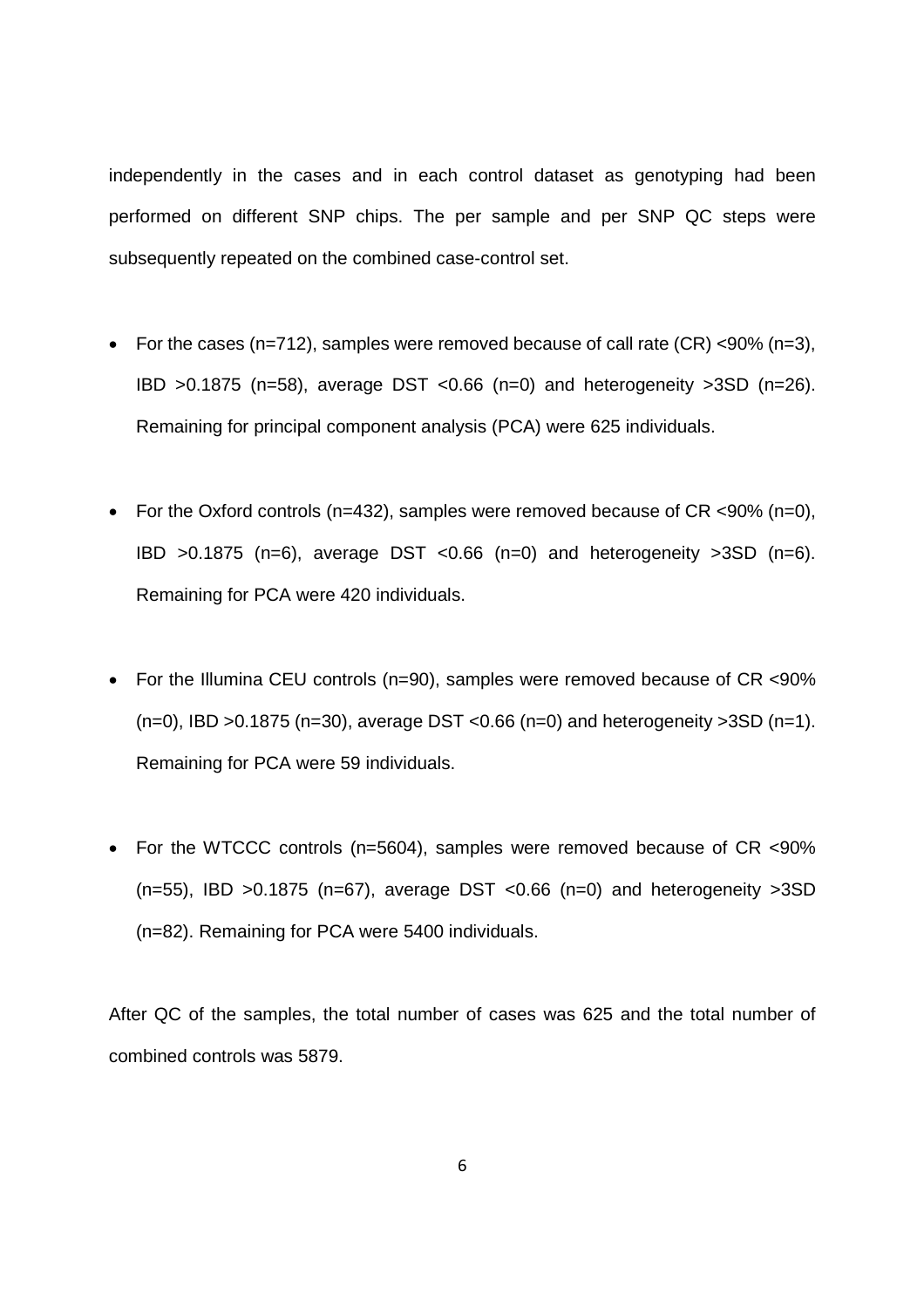independently in the cases and in each control dataset as genotyping had been performed on different SNP chips. The per sample and per SNP QC steps were subsequently repeated on the combined case-control set.

- For the cases (n=712), samples were removed because of call rate (CR) <90% (n=3), IBD >0.1875 (n=58), average DST <0.66 (n=0) and heterogeneity >3SD (n=26). Remaining for principal component analysis (PCA) were 625 individuals.

- For the Oxford controls (n=432), samples were removed because of CR <90% (n=0), IBD >0.1875 (n=6), average DST <0.66 (n=0) and heterogeneity >3SD (n=6). Remaining for PCA were 420 individuals.

- For the Illumina CEU controls (n=90), samples were removed because of CR <90% (n=0), IBD >0.1875 (n=30), average DST <0.66 (n=0) and heterogeneity >3SD (n=1). Remaining for PCA were 59 individuals.

- For the WTCCC controls (n=5604), samples were removed because of CR <90% (n=55), IBD >0.1875 (n=67), average DST <0.66 (n=0) and heterogeneity >3SD (n=82). Remaining for PCA were 5400 individuals.

After QC of the samples, the total number of cases was 625 and the total number of combined controls was 5879.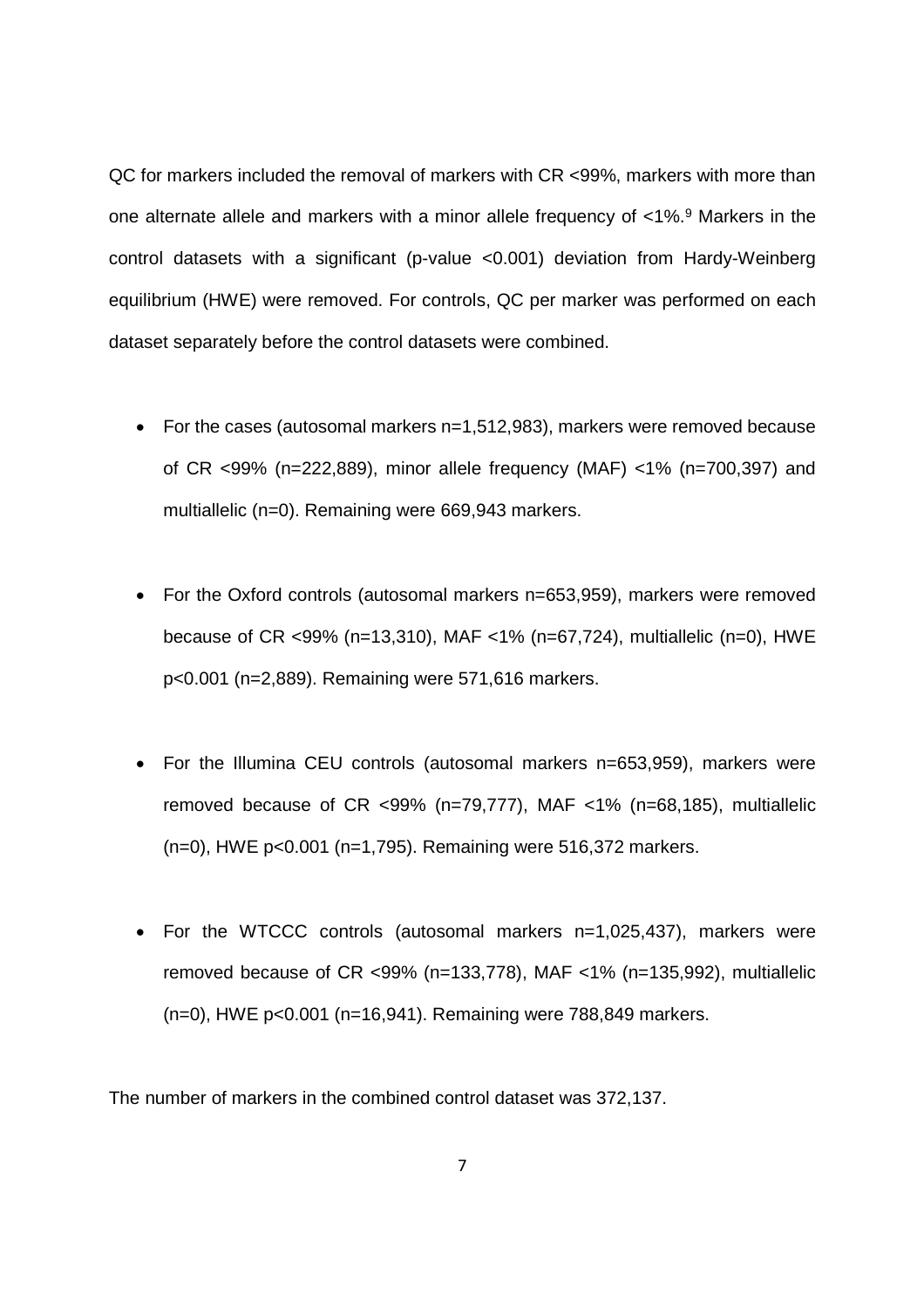QC for markers included the removal of markers with CR <99%, markers with more than one alternate allele and markers with a minor allele frequency of <1%.[9] Markers in the control datasets with a significant (p-value <0.001) deviation from Hardy-Weinberg equilibrium (HWE) were removed. For controls, QC per marker was performed on each dataset separately before the control datasets were combined.

- For the cases (autosomal markers n=1,512,983), markers were removed because of CR <99% (n=222,889), minor allele frequency (MAF) <1% (n=700,397) and multiallelic (n=0). Remaining were 669,943 markers.

- For the Oxford controls (autosomal markers n=653,959), markers were removed because of CR <99% (n=13,310), MAF <1% (n=67,724), multiallelic (n=0), HWE p<0.001 (n=2,889). Remaining were 571,616 markers.

- For the Illumina CEU controls (autosomal markers n=653,959), markers were removed because of CR <99% (n=79,777), MAF <1% (n=68,185), multiallelic (n=0), HWE p<0.001 (n=1,795). Remaining were 516,372 markers.

- For the WTCCC controls (autosomal markers n=1,025,437), markers were removed because of CR <99% (n=133,778), MAF <1% (n=135,992), multiallelic (n=0), HWE p<0.001 (n=16,941). Remaining were 788,849 markers.

The number of markers in the combined control dataset was 372,137.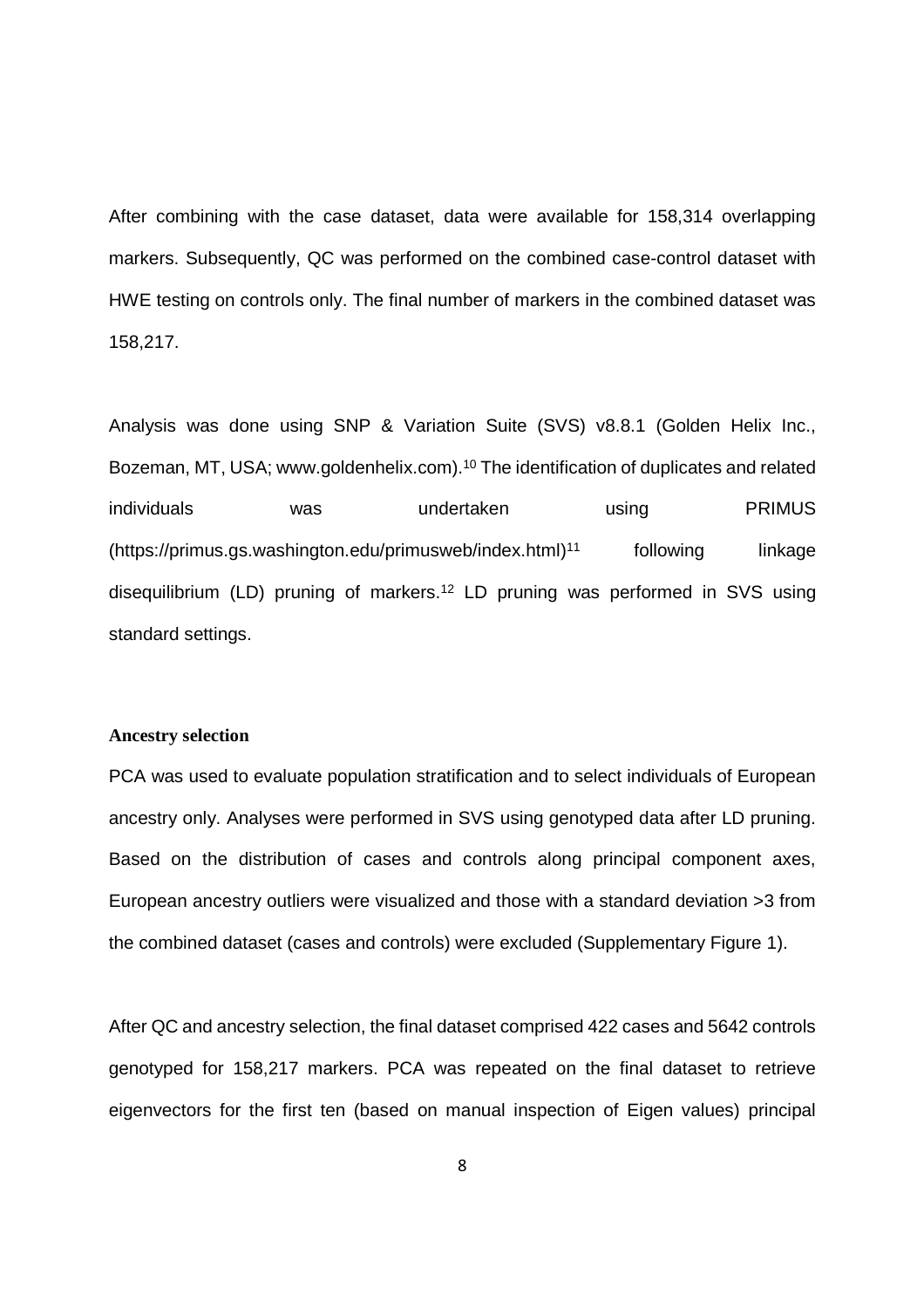After combining with the case dataset, data were available for 158,314 overlapping markers. Subsequently, QC was performed on the combined case-control dataset with HWE testing on controls only. The final number of markers in the combined dataset was 158,217.

Analysis was done using SNP & Variation Suite (SVS) v8.8.1 (Golden Helix Inc., Bozeman, MT, USA; www.goldenhelix.com).[10] The identification of duplicates and related individuals was undertaken using PRIMUS (https://primus.gs.washington.edu/primusweb/index.html)[11] following linkage disequilibrium (LD) pruning of markers.[12] LD pruning was performed in SVS using standard settings.

### Ancestry selection

PCA was used to evaluate population stratification and to select individuals of European ancestry only. Analyses were performed in SVS using genotyped data after LD pruning. Based on the distribution of cases and controls along principal component axes, European ancestry outliers were visualized and those with a standard deviation >3 from the combined dataset (cases and controls) were excluded (Supplementary Figure 1).

After QC and ancestry selection, the final dataset comprised 422 cases and 5642 controls genotyped for 158,217 markers. PCA was repeated on the final dataset to retrieve eigenvectors for the first ten (based on manual inspection of Eigen values) principal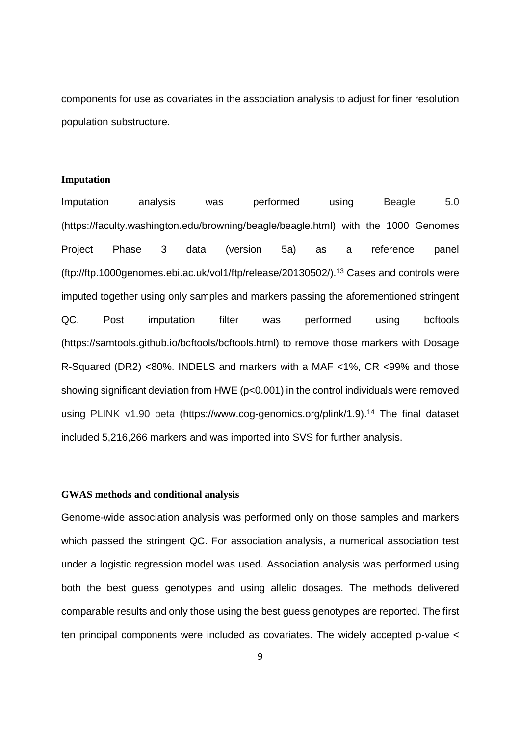components for use as covariates in the association analysis to adjust for finer resolution population substructure.

## Imputation

Imputation analysis was performed using Beagle 5.0 (https://faculty.washington.edu/browning/beagle/beagle.html) with the 1000 Genomes Project Phase 3 data (version 5a) as a reference panel (ftp://ftp.1000genomes.ebi.ac.uk/vol1/ftp/release/20130502/).[13] Cases and controls were imputed together using only samples and markers passing the aforementioned stringent QC. Post imputation filter was performed using bcftools (https://samtools.github.io/bcftools/bcftools.html) to remove those markers with Dosage R-Squared (DR2) <80%. INDELS and markers with a MAF <1%, CR <99% and those showing significant deviation from HWE ($p<0.001$) in the control individuals were removed using PLINK v1.90 beta (https://www.cog-genomics.org/plink/1.9).[14] The final dataset included 5,216,266 markers and was imported into SVS for further analysis.

## GWAS methods and conditional analysis

Genome-wide association analysis was performed only on those samples and markers which passed the stringent QC. For association analysis, a numerical association test under a logistic regression model was used. Association analysis was performed using both the best guess genotypes and using allelic dosages. The methods delivered comparable results and only those using the best guess genotypes are reported. The first ten principal components were included as covariates. The widely accepted p-value <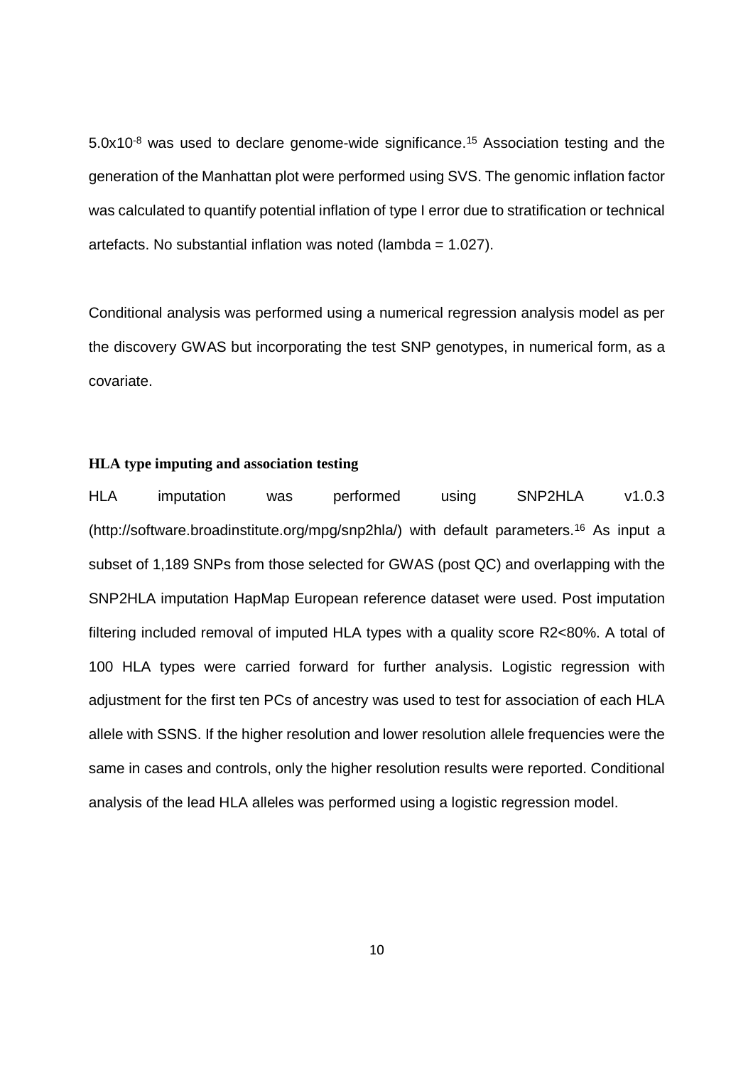$5.0 \times 10^{-8}$ was used to declare genome-wide significance.[15] Association testing and the generation of the Manhattan plot were performed using SVS. The genomic inflation factor was calculated to quantify potential inflation of type I error due to stratification or technical artefacts. No substantial inflation was noted (lambda = 1.027).

Conditional analysis was performed using a numerical regression analysis model as per the discovery GWAS but incorporating the test SNP genotypes, in numerical form, as a covariate.

### HLA type imputing and association testing

HLA imputation was performed using SNP2HLA v1.0.3 (http://software.broadinstitute.org/mpg/snp2hla/) with default parameters.[16] As input a subset of 1,189 SNPs from those selected for GWAS (post QC) and overlapping with the SNP2HLA imputation HapMap European reference dataset were used. Post imputation filtering included removal of imputed HLA types with a quality score R2<80%. A total of 100 HLA types were carried forward for further analysis. Logistic regression with adjustment for the first ten PCs of ancestry was used to test for association of each HLA allele with SSNS. If the higher resolution and lower resolution allele frequencies were the same in cases and controls, only the higher resolution results were reported. Conditional analysis of the lead HLA alleles was performed using a logistic regression model.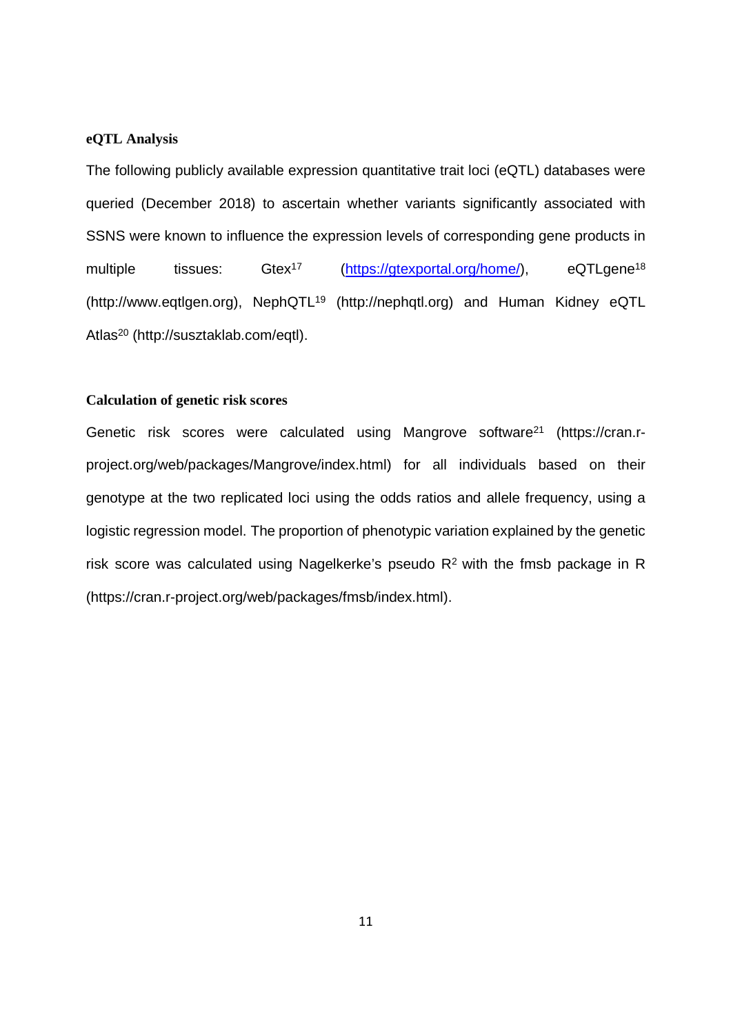### eQTL Analysis

The following publicly available expression quantitative trait loci (eQTL) databases were queried (December 2018) to ascertain whether variants significantly associated with SSNS were known to influence the expression levels of corresponding gene products in multiple tissues: Gtex[17] (https://gtexportal.org/home/), eQTLgene[18] (http://www.eqtlgen.org), NephQTL[19] (http://nephqtl.org) and Human Kidney eQTL Atlas[20] (http://susztaklab.com/eqtl).

### Calculation of genetic risk scores

Genetic risk scores were calculated using Mangrove software[21] (https://cran.r-project.org/web/packages/Mangrove/index.html) for all individuals based on their genotype at the two replicated loci using the odds ratios and allele frequency, using a logistic regression model. The proportion of phenotypic variation explained by the genetic risk score was calculated using Nagelkerke's pseudo $R^2$ with the fmsb package in R (https://cran.r-project.org/web/packages/fmsb/index.html).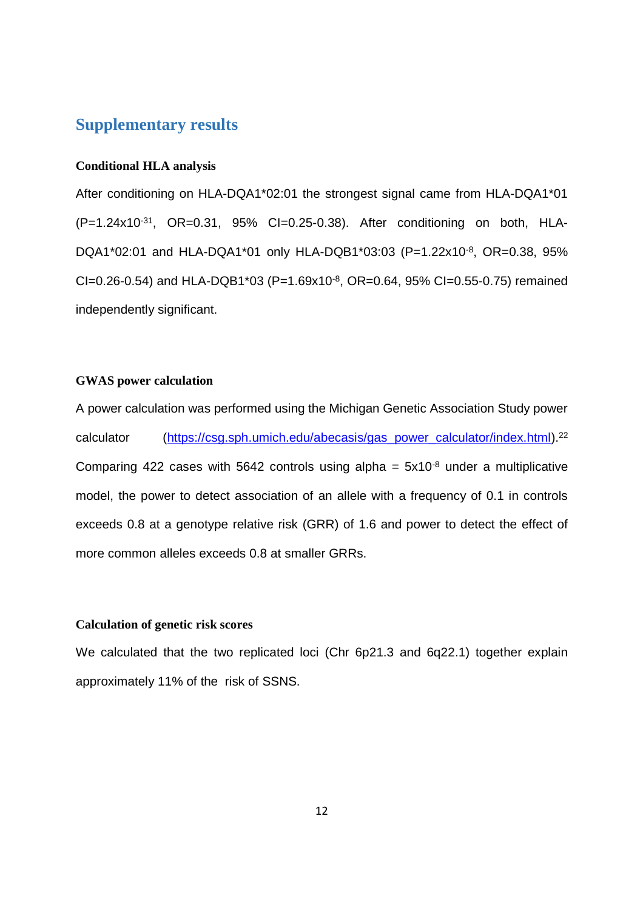## Supplementary results

### Conditional HLA analysis

After conditioning on HLA-DQA1*02:01 the strongest signal came from HLA-DQA1*01 ($P=1.24 \times 10^{-31}$, OR=0.31, 95% CI=0.25-0.38). After conditioning on both, HLA-DQA1*02:01 and HLA-DQA1*01 only HLA-DQB1*03:03 ($P=1.22 \times 10^{-8}$, OR=0.38, 95% CI=0.26-0.54) and HLA-DQB1*03 ($P=1.69 \times 10^{-8}$, OR=0.64, 95% CI=0.55-0.75) remained independently significant.

### GWAS power calculation

A power calculation was performed using the Michigan Genetic Association Study power calculator (https://csg.sph.umich.edu/abecasis/gas_power_calculator/index.html).[22] Comparing 422 cases with 5642 controls using alpha = $5 \times 10^{-8}$ under a multiplicative model, the power to detect association of an allele with a frequency of 0.1 in controls exceeds 0.8 at a genotype relative risk (GRR) of 1.6 and power to detect the effect of more common alleles exceeds 0.8 at smaller GRRs.

### Calculation of genetic risk scores

We calculated that the two replicated loci (Chr 6p21.3 and 6q22.1) together explain approximately 11% of the risk of SSNS.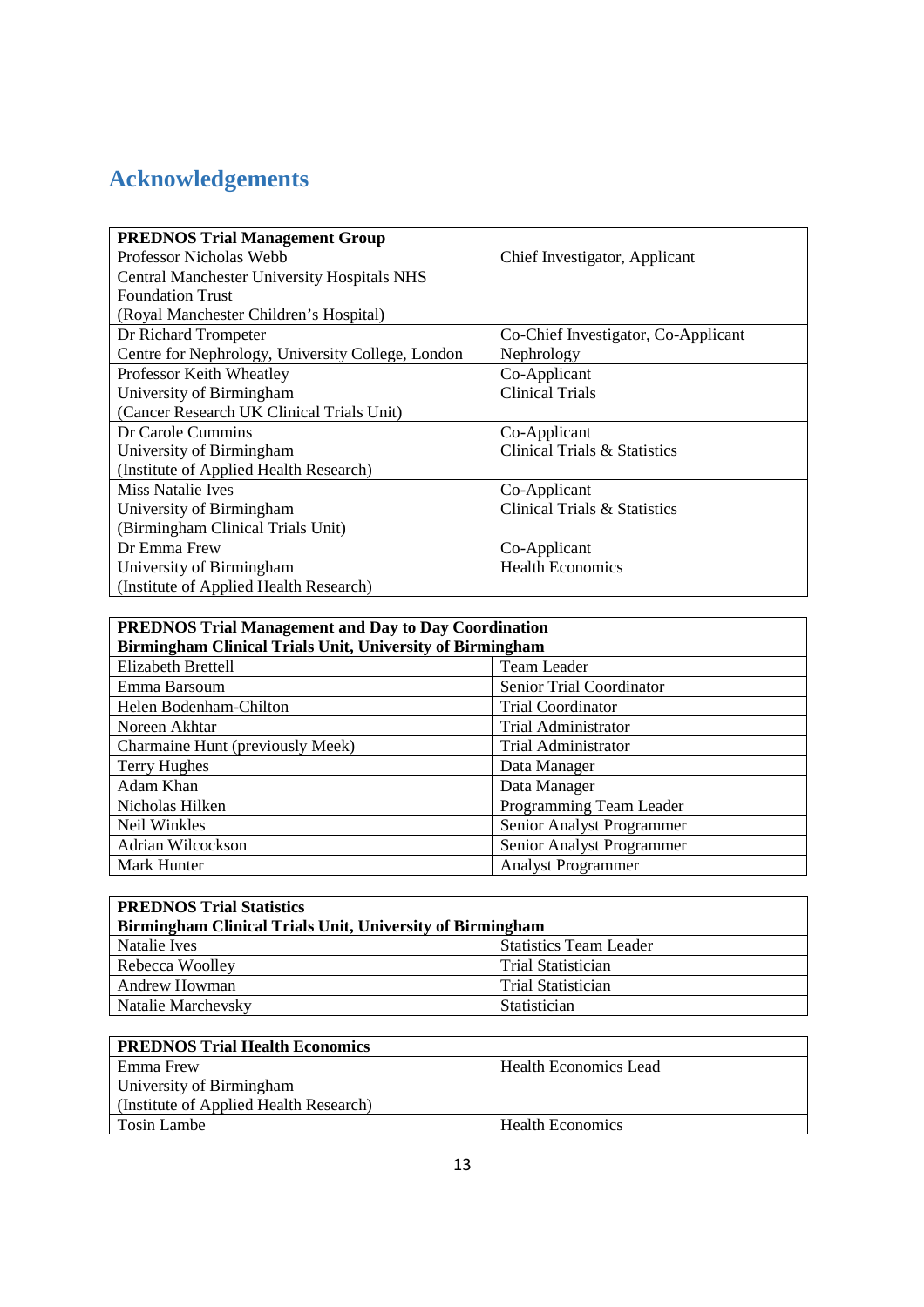# Acknowledgements

| PREDNOS Trial Management Group | |
|---|---|
| Professor Nicholas Webb<br>Central Manchester University Hospitals NHS Foundation Trust<br>(Royal Manchester Children's Hospital) | Chief Investigator, Applicant |
| Dr Richard Trompeter<br>Centre for Nephrology, University College, London | Co-Chief Investigator, Co-Applicant<br>Nephrology |
| Professor Keith Wheatley<br>University of Birmingham<br>(Cancer Research UK Clinical Trials Unit) | Co-Applicant<br>Clinical Trials |
| Dr Carole Cummins<br>University of Birmingham<br>(Institute of Applied Health Research) | Co-Applicant<br>Clinical Trials & Statistics |
| Miss Natalie Ives<br>University of Birmingham<br>(Birmingham Clinical Trials Unit) | Co-Applicant<br>Clinical Trials & Statistics |
| Dr Emma Frew<br>University of Birmingham<br>(Institute of Applied Health Research) | Co-Applicant<br>Health Economics |

| PREDNOS Trial Management and Day to Day Coordination<br>Birmingham Clinical Trials Unit, University of Birmingham | |
|---|---|
| Elizabeth Brettell | Team Leader |
| Emma Barsoum | Senior Trial Coordinator |
| Helen Bodenham-Chilton | Trial Coordinator |
| Noreen Akhtar | Trial Administrator |
| Charmaine Hunt (previously Meek) | Trial Administrator |
| Terry Hughes | Data Manager |
| Adam Khan | Data Manager |
| Nicholas Hilken | Programming Team Leader |
| Neil Winkles | Senior Analyst Programmer |
| Adrian Wilcockson | Senior Analyst Programmer |
| Mark Hunter | Analyst Programmer |

| PREDNOS Trial Statistics<br>Birmingham Clinical Trials Unit, University of Birmingham | |
|---|---|
| Natalie Ives | Statistics Team Leader |
| Rebecca Woolley | Trial Statistician |
| Andrew Howman | Trial Statistician |
| Natalie Marchevsky | Statistician |

| PREDNOS Trial Health Economics | |
|---|---|
| Emma Frew<br>University of Birmingham<br>(Institute of Applied Health Research) | Health Economics Lead |
| Tosin Lambe | Health Economics |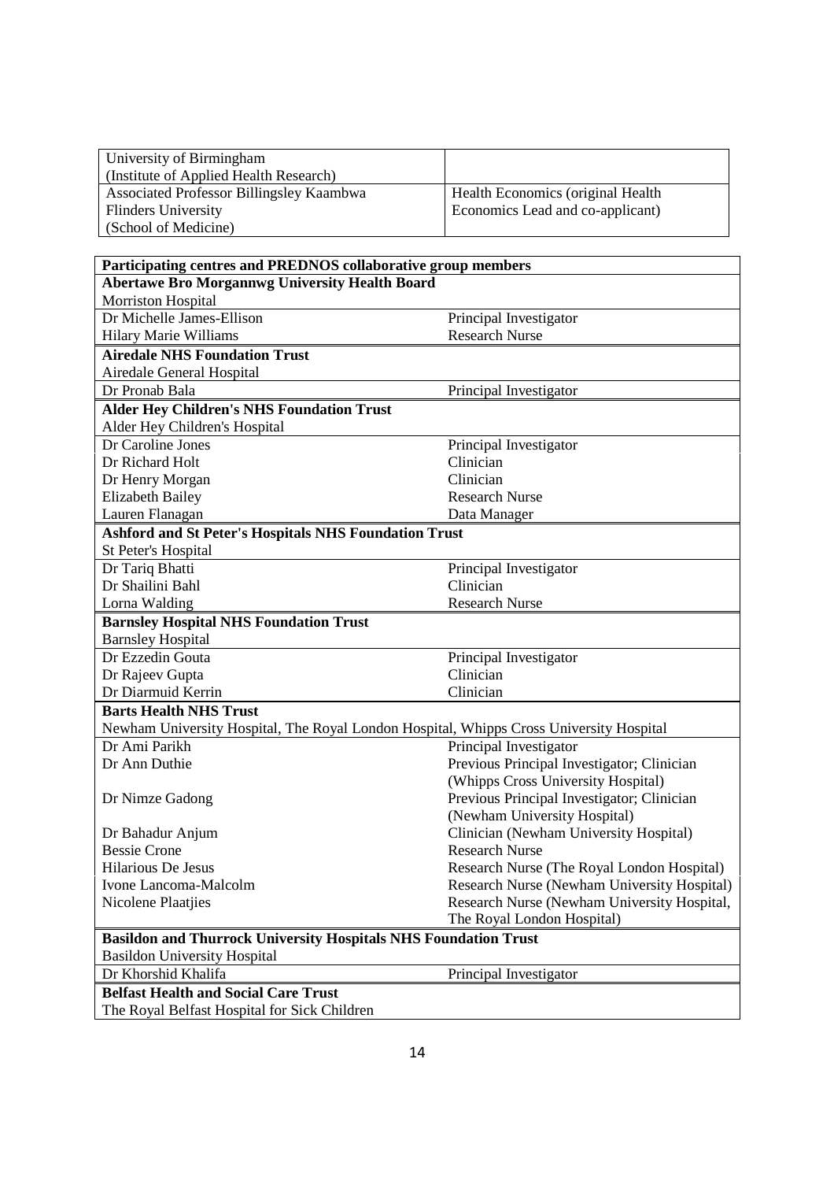| University of Birmingham<br>(Institute of Applied Health Research) | |
|---|---|
| Associated Professor Billingsley Kaambwa<br>Flinders University<br>(School of Medicine) | Health Economics (original Health Economics Lead and co-applicant) |

| **Participating centres and PREDNOS collaborative group members** | |
|---|---|
| **Abertawe Bro Morgannwg University Health Board** | |
| Morriston Hospital | |
| Dr Michelle James-Ellison | Principal Investigator |
| Hilary Marie Williams | Research Nurse |
| **Airedale NHS Foundation Trust** | |
| Airedale General Hospital | |
| Dr Pronab Bala | Principal Investigator |
| **Alder Hey Children's NHS Foundation Trust** | |
| Alder Hey Children's Hospital | |
| Dr Caroline Jones | Principal Investigator |
| Dr Richard Holt | Clinician |
| Dr Henry Morgan | Clinician |
| Elizabeth Bailey | Research Nurse |
| Lauren Flanagan | Data Manager |
| **Ashford and St Peter's Hospitals NHS Foundation Trust** | |
| St Peter's Hospital | |
| Dr Tariq Bhatti | Principal Investigator |
| Dr Shailini Bahl | Clinician |
| Lorna Walding | Research Nurse |
| **Barnsley Hospital NHS Foundation Trust** | |
| Barnsley Hospital | |
| Dr Ezzedin Gouta | Principal Investigator |
| Dr Rajeev Gupta | Clinician |
| Dr Diarmuid Kerrin | Clinician |
| **Barts Health NHS Trust** | |
| Newham University Hospital, The Royal London Hospital, Whipps Cross University Hospital | |
| Dr Ami Parikh | Principal Investigator |
| Dr Ann Duthie | Previous Principal Investigator; Clinician (Whipps Cross University Hospital) |
| Dr Nimze Gadong | Previous Principal Investigator; Clinician (Newham University Hospital) |
| Dr Bahadur Anjum | Clinician (Newham University Hospital) |
| Bessie Crone | Research Nurse |
| Hilarious De Jesus | Research Nurse (The Royal London Hospital) |
| Ivone Lancoma-Malcolm | Research Nurse (Newham University Hospital) |
| Nicolene Plaatjies | Research Nurse (Newham University Hospital, The Royal London Hospital) |
| **Basildon and Thurrock University Hospitals NHS Foundation Trust** | |
| Basildon University Hospital | |
| Dr Khorshid Khalifa | Principal Investigator |
| **Belfast Health and Social Care Trust** | |
| The Royal Belfast Hospital for Sick Children | |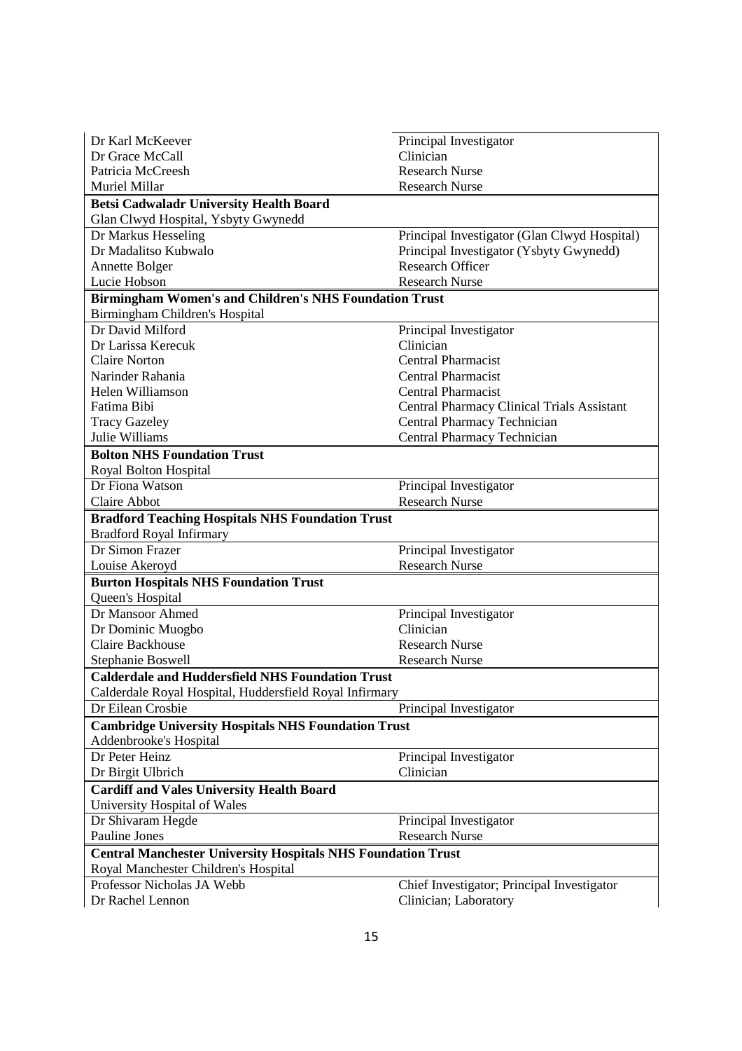| | |
|---|---|
| Dr Karl McKeever | Principal Investigator |
| Dr Grace McCall | Clinician |
| Patricia McCreesh | Research Nurse |
| Muriel Millar | Research Nurse |
| **Betsi Cadwaladr University Health Board** | |
| Glan Clwyd Hospital, Ysbyty Gwynedd | |
| Dr Markus Hesseling | Principal Investigator (Glan Clwyd Hospital) |
| Dr Madalitso Kubwalo | Principal Investigator (Ysbyty Gwynedd) |
| Annette Bolger | Research Officer |
| Lucie Hobson | Research Nurse |
| **Birmingham Women's and Children's NHS Foundation Trust** | |
| Birmingham Children's Hospital | |
| Dr David Milford | Principal Investigator |
| Dr Larissa Kerecuk | Clinician |
| Claire Norton | Central Pharmacist |
| Narinder Rahania | Central Pharmacist |
| Helen Williamson | Central Pharmacist |
| Fatima Bibi | Central Pharmacy Clinical Trials Assistant |
| Tracy Gazeley | Central Pharmacy Technician |
| Julie Williams | Central Pharmacy Technician |
| **Bolton NHS Foundation Trust** | |
| Royal Bolton Hospital | |
| Dr Fiona Watson | Principal Investigator |
| Claire Abbot | Research Nurse |
| **Bradford Teaching Hospitals NHS Foundation Trust** | |
| Bradford Royal Infirmary | |
| Dr Simon Frazer | Principal Investigator |
| Louise Akeroyd | Research Nurse |
| **Burton Hospitals NHS Foundation Trust** | |
| Queen's Hospital | |
| Dr Mansoor Ahmed | Principal Investigator |
| Dr Dominic Muogbo | Clinician |
| Claire Backhouse | Research Nurse |
| Stephanie Boswell | Research Nurse |
| **Calderdale and Huddersfield NHS Foundation Trust** | |
| Calderdale Royal Hospital, Huddersfield Royal Infirmary | |
| Dr Eilean Crosbie | Principal Investigator |
| **Cambridge University Hospitals NHS Foundation Trust** | |
| Addenbrooke's Hospital | |
| Dr Peter Heinz | Principal Investigator |
| Dr Birgit Ulbrich | Clinician |
| **Cardiff and Vales University Health Board** | |
| University Hospital of Wales | |
| Dr Shivaram Hegde | Principal Investigator |
| Pauline Jones | Research Nurse |
| **Central Manchester University Hospitals NHS Foundation Trust** | |
| Royal Manchester Children's Hospital | |
| Professor Nicholas JA Webb | Chief Investigator; Principal Investigator |
| Dr Rachel Lennon | Clinician; Laboratory |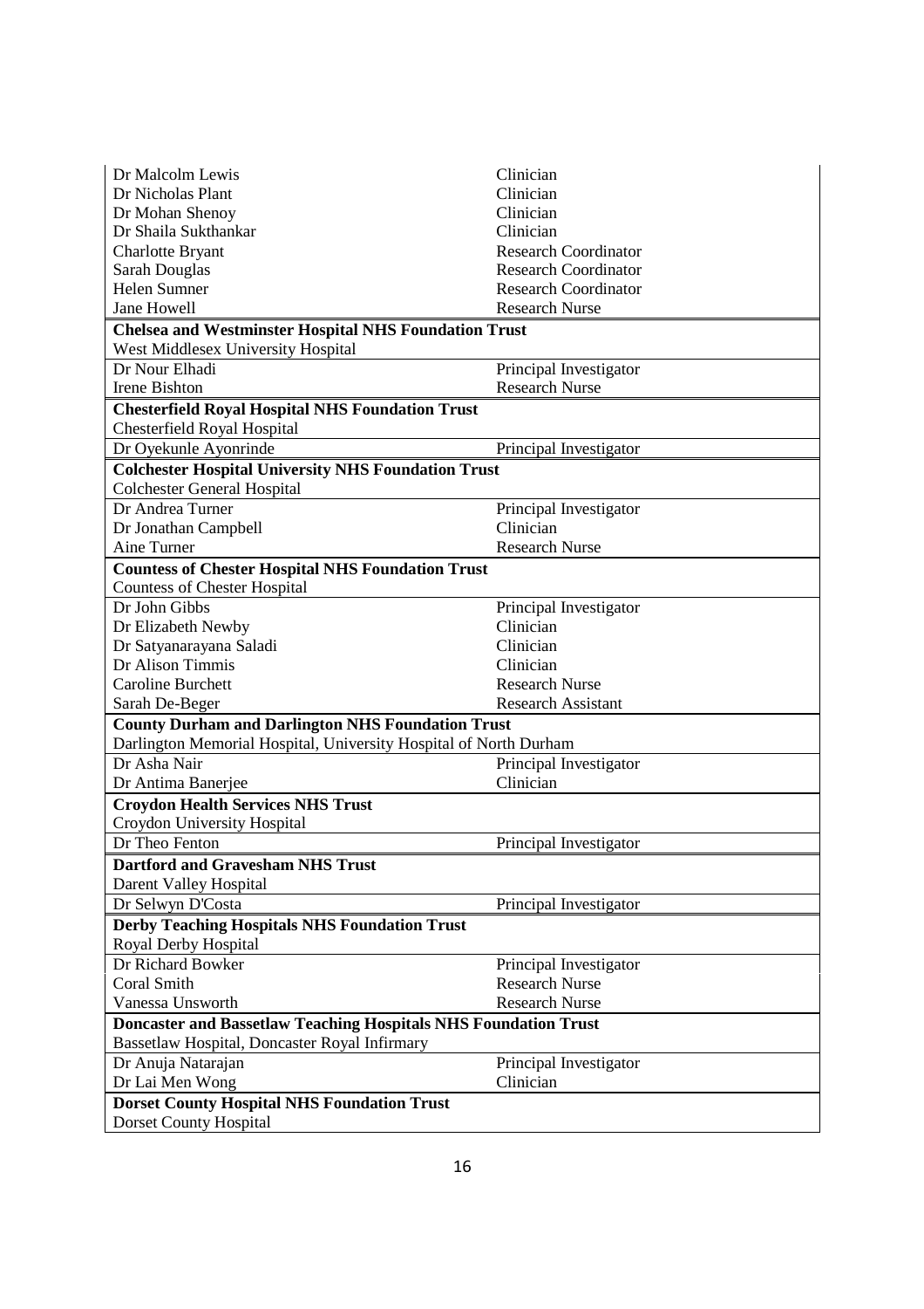| | |
|---|---|
| Dr Malcolm Lewis | Clinician |
| Dr Nicholas Plant | Clinician |
| Dr Mohan Shenoy | Clinician |
| Dr Shaila Sukthankar | Clinician |
| Charlotte Bryant | Research Coordinator |
| Sarah Douglas | Research Coordinator |
| Helen Sumner | Research Coordinator |
| Jane Howell | Research Nurse |
| **Chelsea and Westminster Hospital NHS Foundation Trust** | |
| West Middlesex University Hospital | |
| Dr Nour Elhadi | Principal Investigator |
| Irene Bishton | Research Nurse |
| **Chesterfield Royal Hospital NHS Foundation Trust** | |
| Chesterfield Royal Hospital | |
| Dr Oyekunle Ayonrinde | Principal Investigator |
| **Colchester Hospital University NHS Foundation Trust** | |
| Colchester General Hospital | |
| Dr Andrea Turner | Principal Investigator |
| Dr Jonathan Campbell | Clinician |
| Aine Turner | Research Nurse |
| **Countess of Chester Hospital NHS Foundation Trust** | |
| Countess of Chester Hospital | |
| Dr John Gibbs | Principal Investigator |
| Dr Elizabeth Newby | Clinician |
| Dr Satyanarayana Saladi | Clinician |
| Dr Alison Timmis | Clinician |
| Caroline Burchett | Research Nurse |
| Sarah De-Beger | Research Assistant |
| **County Durham and Darlington NHS Foundation Trust** | |
| Darlington Memorial Hospital, University Hospital of North Durham | |
| Dr Asha Nair | Principal Investigator |
| Dr Antima Banerjee | Clinician |
| **Croydon Health Services NHS Trust** | |
| Croydon University Hospital | |
| Dr Theo Fenton | Principal Investigator |
| **Dartford and Gravesham NHS Trust** | |
| Darent Valley Hospital | |
| Dr Selwyn D'Costa | Principal Investigator |
| **Derby Teaching Hospitals NHS Foundation Trust** | |
| Royal Derby Hospital | |
| Dr Richard Bowker | Principal Investigator |
| Coral Smith | Research Nurse |
| Vanessa Unsworth | Research Nurse |
| **Doncaster and Bassetlaw Teaching Hospitals NHS Foundation Trust** | |
| Bassetlaw Hospital, Doncaster Royal Infirmary | |
| Dr Anuja Natarajan | Principal Investigator |
| Dr Lai Men Wong | Clinician |
| **Dorset County Hospital NHS Foundation Trust** | |
| Dorset County Hospital | |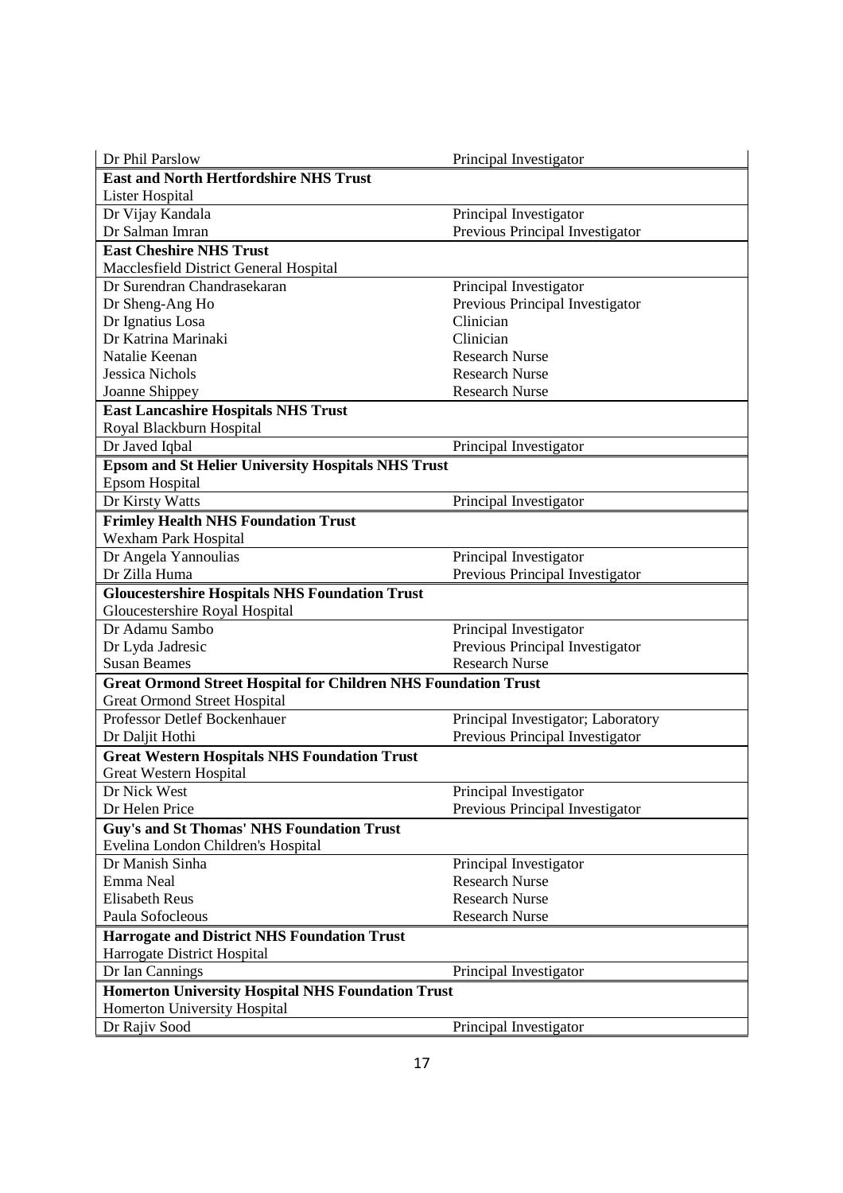| Dr Phil Parslow | Principal Investigator |
|---|---|
| **East and North Hertfordshire NHS Trust** | |
| Lister Hospital | |
| Dr Vijay Kandala | Principal Investigator |
| Dr Salman Imran | Previous Principal Investigator |
| **East Cheshire NHS Trust** | |
| Macclesfield District General Hospital | |
| Dr Surendran Chandrasekaran | Principal Investigator |
| Dr Sheng-Ang Ho | Previous Principal Investigator |
| Dr Ignatius Losa | Clinician |
| Dr Katrina Marinaki | Clinician |
| Natalie Keenan | Research Nurse |
| Jessica Nichols | Research Nurse |
| Joanne Shippey | Research Nurse |
| **East Lancashire Hospitals NHS Trust** | |
| Royal Blackburn Hospital | |
| Dr Javed Iqbal | Principal Investigator |
| **Epsom and St Helier University Hospitals NHS Trust** | |
| Epsom Hospital | |
| Dr Kirsty Watts | Principal Investigator |
| **Frimley Health NHS Foundation Trust** | |
| Wexham Park Hospital | |
| Dr Angela Yannoulias | Principal Investigator |
| Dr Zilla Huma | Previous Principal Investigator |
| **Gloucestershire Hospitals NHS Foundation Trust** | |
| Gloucestershire Royal Hospital | |
| Dr Adamu Sambo | Principal Investigator |
| Dr Lyda Jadresic | Previous Principal Investigator |
| Susan Beames | Research Nurse |
| **Great Ormond Street Hospital for Children NHS Foundation Trust** | |
| Great Ormond Street Hospital | |
| Professor Detlef Bockenhauer | Principal Investigator; Laboratory |
| Dr Daljit Hothi | Previous Principal Investigator |
| **Great Western Hospitals NHS Foundation Trust** | |
| Great Western Hospital | |
| Dr Nick West | Principal Investigator |
| Dr Helen Price | Previous Principal Investigator |
| **Guy's and St Thomas' NHS Foundation Trust** | |
| Evelina London Children's Hospital | |
| Dr Manish Sinha | Principal Investigator |
| Emma Neal | Research Nurse |
| Elisabeth Reus | Research Nurse |
| Paula Sofocleous | Research Nurse |
| **Harrogate and District NHS Foundation Trust** | |
| Harrogate District Hospital | |
| Dr Ian Cannings | Principal Investigator |
| **Homerton University Hospital NHS Foundation Trust** | |
| Homerton University Hospital | |
| Dr Rajiv Sood | Principal Investigator |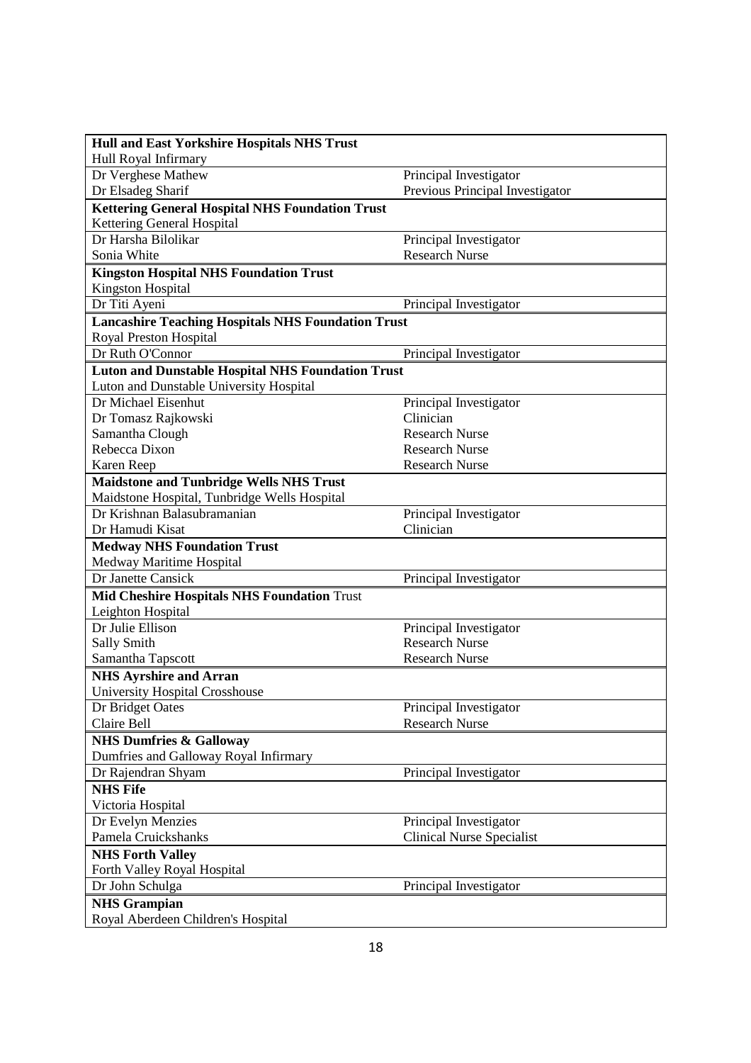| **Hull and East Yorkshire Hospitals NHS Trust** | |
|---|---|
| Hull Royal Infirmary | |
| Dr Verghese Mathew | Principal Investigator |
| Dr Elsadeg Sharif | Previous Principal Investigator |
| **Kettering General Hospital NHS Foundation Trust** | |
| Kettering General Hospital | |
| Dr Harsha Bilolikar | Principal Investigator |
| Sonia White | Research Nurse |
| **Kingston Hospital NHS Foundation Trust** | |
| Kingston Hospital | |
| Dr Titi Ayeni | Principal Investigator |
| **Lancashire Teaching Hospitals NHS Foundation Trust** | |
| Royal Preston Hospital | |
| Dr Ruth O'Connor | Principal Investigator |
| **Luton and Dunstable Hospital NHS Foundation Trust** | |
| Luton and Dunstable University Hospital | |
| Dr Michael Eisenhut | Principal Investigator |
| Dr Tomasz Rajkowski | Clinician |
| Samantha Clough | Research Nurse |
| Rebecca Dixon | Research Nurse |
| Karen Reep | Research Nurse |
| **Maidstone and Tunbridge Wells NHS Trust** | |
| Maidstone Hospital, Tunbridge Wells Hospital | |
| Dr Krishnan Balasubramanian | Principal Investigator |
| Dr Hamudi Kisat | Clinician |
| **Medway NHS Foundation Trust** | |
| Medway Maritime Hospital | |
| Dr Janette Cansick | Principal Investigator |
| **Mid Cheshire Hospitals NHS Foundation** Trust | |
| Leighton Hospital | |
| Dr Julie Ellison | Principal Investigator |
| Sally Smith | Research Nurse |
| Samantha Tapscott | Research Nurse |
| **NHS Ayrshire and Arran** | |
| University Hospital Crosshouse | |
| Dr Bridget Oates | Principal Investigator |
| Claire Bell | Research Nurse |
| **NHS Dumfries & Galloway** | |
| Dumfries and Galloway Royal Infirmary | |
| Dr Rajendran Shyam | Principal Investigator |
| **NHS Fife** | |
| Victoria Hospital | |
| Dr Evelyn Menzies | Principal Investigator |
| Pamela Cruickshanks | Clinical Nurse Specialist |
| **NHS Forth Valley** | |
| Forth Valley Royal Hospital | |
| Dr John Schulga | Principal Investigator |
| **NHS Grampian** | |
| Royal Aberdeen Children's Hospital | |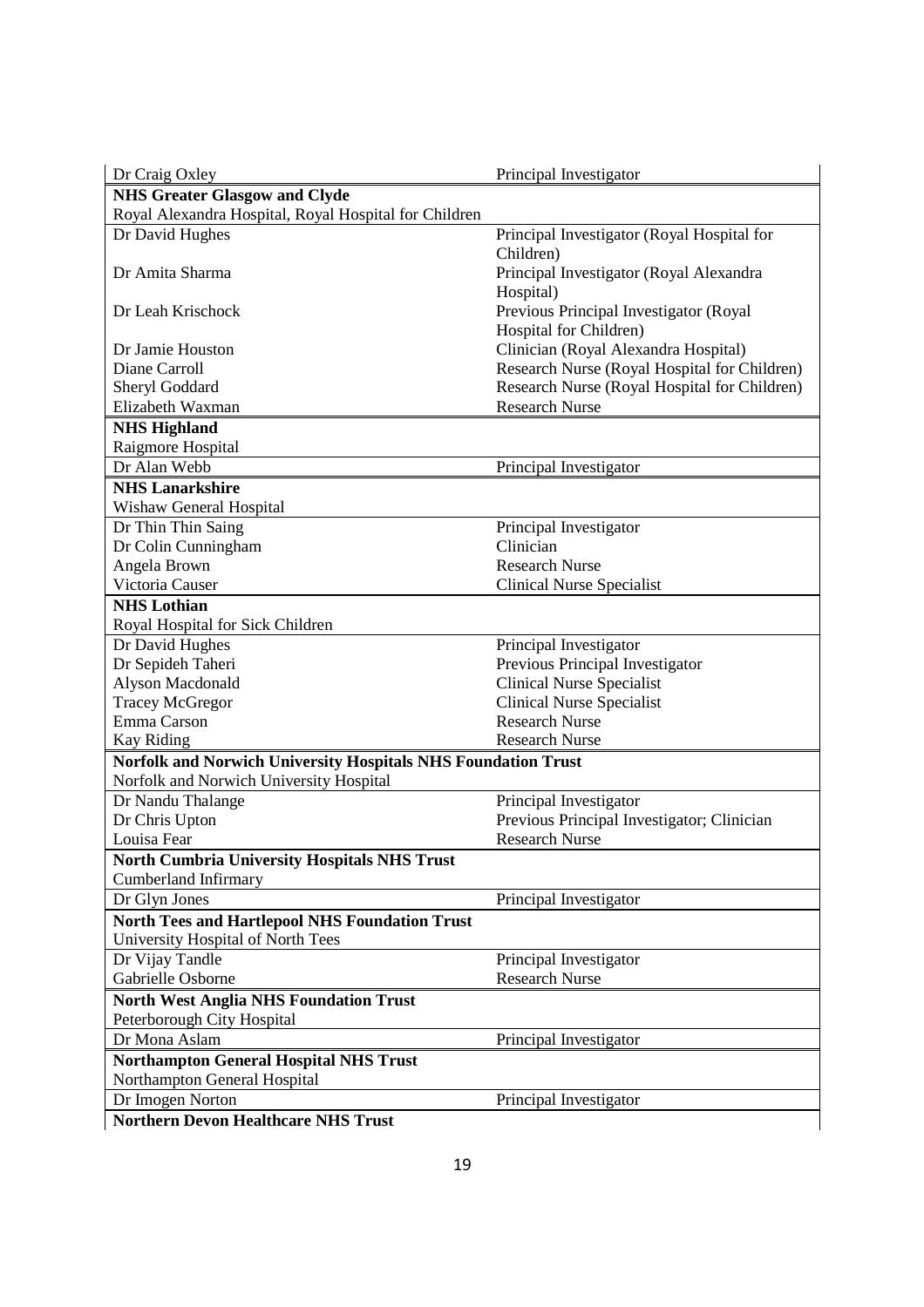| | |
|---|---|
| Dr Craig Oxley | Principal Investigator |
| **NHS Greater Glasgow and Clyde** | |
| Royal Alexandra Hospital, Royal Hospital for Children | |
| Dr David Hughes | Principal Investigator (Royal Hospital for Children) |
| Dr Amita Sharma | Principal Investigator (Royal Alexandra Hospital) |
| Dr Leah Krischock | Previous Principal Investigator (Royal Hospital for Children) |
| Dr Jamie Houston | Clinician (Royal Alexandra Hospital) |
| Diane Carroll | Research Nurse (Royal Hospital for Children) |
| Sheryl Goddard | Research Nurse (Royal Hospital for Children) |
| Elizabeth Waxman | Research Nurse |
| **NHS Highland** | |
| Raigmore Hospital | |
| Dr Alan Webb | Principal Investigator |
| **NHS Lanarkshire** | |
| Wishaw General Hospital | |
| Dr Thin Thin Saing | Principal Investigator |
| Dr Colin Cunningham | Clinician |
| Angela Brown | Research Nurse |
| Victoria Causer | Clinical Nurse Specialist |
| **NHS Lothian** | |
| Royal Hospital for Sick Children | |
| Dr David Hughes | Principal Investigator |
| Dr Sepideh Taheri | Previous Principal Investigator |
| Alyson Macdonald | Clinical Nurse Specialist |
| Tracey McGregor | Clinical Nurse Specialist |
| Emma Carson | Research Nurse |
| Kay Riding | Research Nurse |
| **Norfolk and Norwich University Hospitals NHS Foundation Trust** | |
| Norfolk and Norwich University Hospital | |
| Dr Nandu Thalange | Principal Investigator |
| Dr Chris Upton | Previous Principal Investigator; Clinician |
| Louisa Fear | Research Nurse |
| **North Cumbria University Hospitals NHS Trust** | |
| Cumberland Infirmary | |
| Dr Glyn Jones | Principal Investigator |
| **North Tees and Hartlepool NHS Foundation Trust** | |
| University Hospital of North Tees | |
| Dr Vijay Tandle | Principal Investigator |
| Gabrielle Osborne | Research Nurse |
| **North West Anglia NHS Foundation Trust** | |
| Peterborough City Hospital | |
| Dr Mona Aslam | Principal Investigator |
| **Northampton General Hospital NHS Trust** | |
| Northampton General Hospital | |
| Dr Imogen Norton | Principal Investigator |
| **Northern Devon Healthcare NHS Trust** | |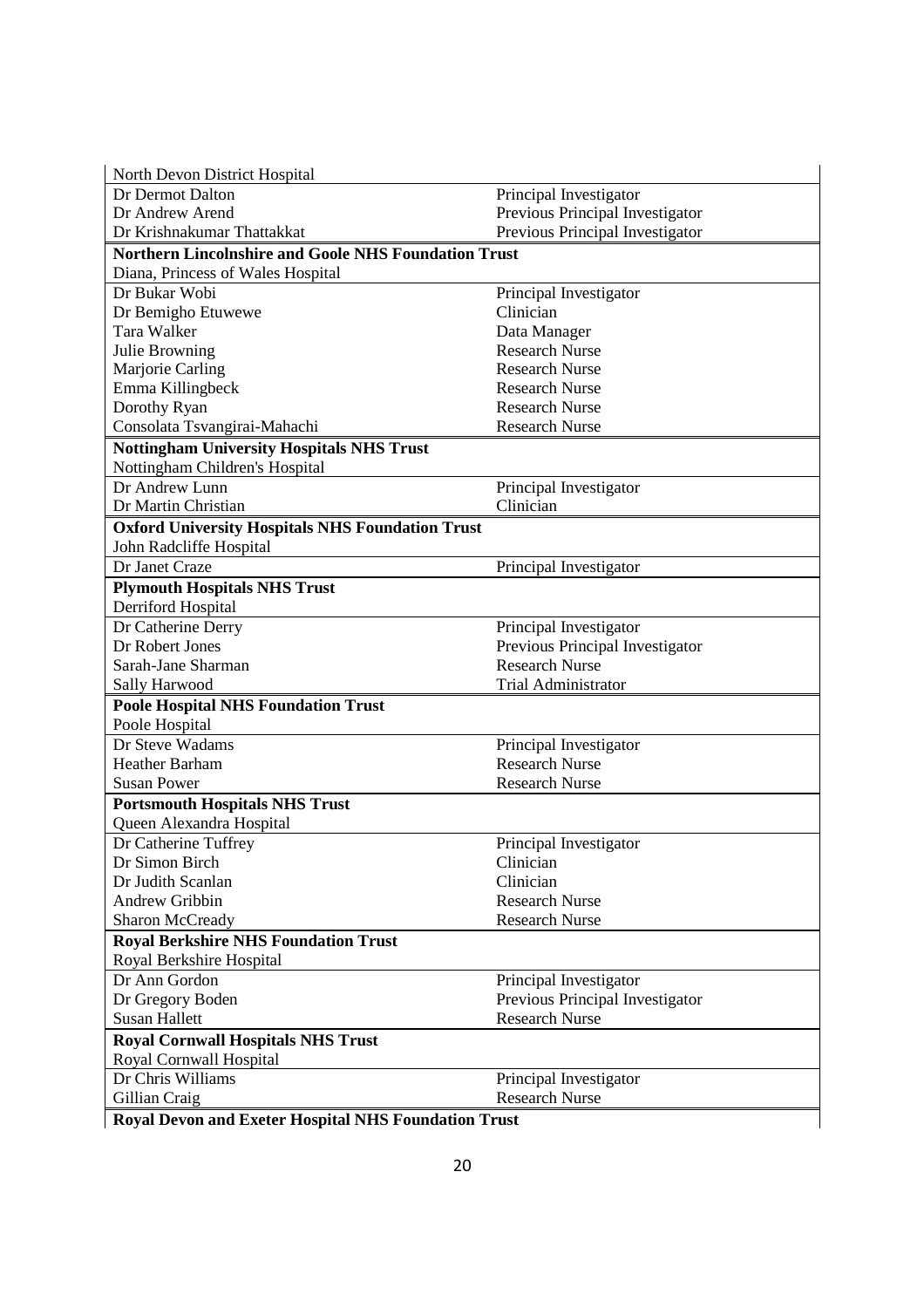| | |
|---|---|
| North Devon District Hospital | |
| Dr Dermot Dalton | Principal Investigator |
| Dr Andrew Arend | Previous Principal Investigator |
| Dr Krishnakumar Thattakkat | Previous Principal Investigator |
| **Northern Lincolnshire and Goole NHS Foundation Trust** | |
| Diana, Princess of Wales Hospital | |
| Dr Bukar Wobi | Principal Investigator |
| Dr Bemigho Etuwewe | Clinician |
| Tara Walker | Data Manager |
| Julie Browning | Research Nurse |
| Marjorie Carling | Research Nurse |
| Emma Killingbeck | Research Nurse |
| Dorothy Ryan | Research Nurse |
| Consolata Tsvangirai-Mahachi | Research Nurse |
| **Nottingham University Hospitals NHS Trust** | |
| Nottingham Children's Hospital | |
| Dr Andrew Lunn | Principal Investigator |
| Dr Martin Christian | Clinician |
| **Oxford University Hospitals NHS Foundation Trust** | |
| John Radcliffe Hospital | |
| Dr Janet Craze | Principal Investigator |
| **Plymouth Hospitals NHS Trust** | |
| Derriford Hospital | |
| Dr Catherine Derry | Principal Investigator |
| Dr Robert Jones | Previous Principal Investigator |
| Sarah-Jane Sharman | Research Nurse |
| Sally Harwood | Trial Administrator |
| **Poole Hospital NHS Foundation Trust** | |
| Poole Hospital | |
| Dr Steve Wadams | Principal Investigator |
| Heather Barham | Research Nurse |
| Susan Power | Research Nurse |
| **Portsmouth Hospitals NHS Trust** | |
| Queen Alexandra Hospital | |
| Dr Catherine Tuffrey | Principal Investigator |
| Dr Simon Birch | Clinician |
| Dr Judith Scanlan | Clinician |
| Andrew Gribbin | Research Nurse |
| Sharon McCready | Research Nurse |
| **Royal Berkshire NHS Foundation Trust** | |
| Royal Berkshire Hospital | |
| Dr Ann Gordon | Principal Investigator |
| Dr Gregory Boden | Previous Principal Investigator |
| Susan Hallett | Research Nurse |
| **Royal Cornwall Hospitals NHS Trust** | |
| Royal Cornwall Hospital | |
| Dr Chris Williams | Principal Investigator |
| Gillian Craig | Research Nurse |
| **Royal Devon and Exeter Hospital NHS Foundation Trust** | |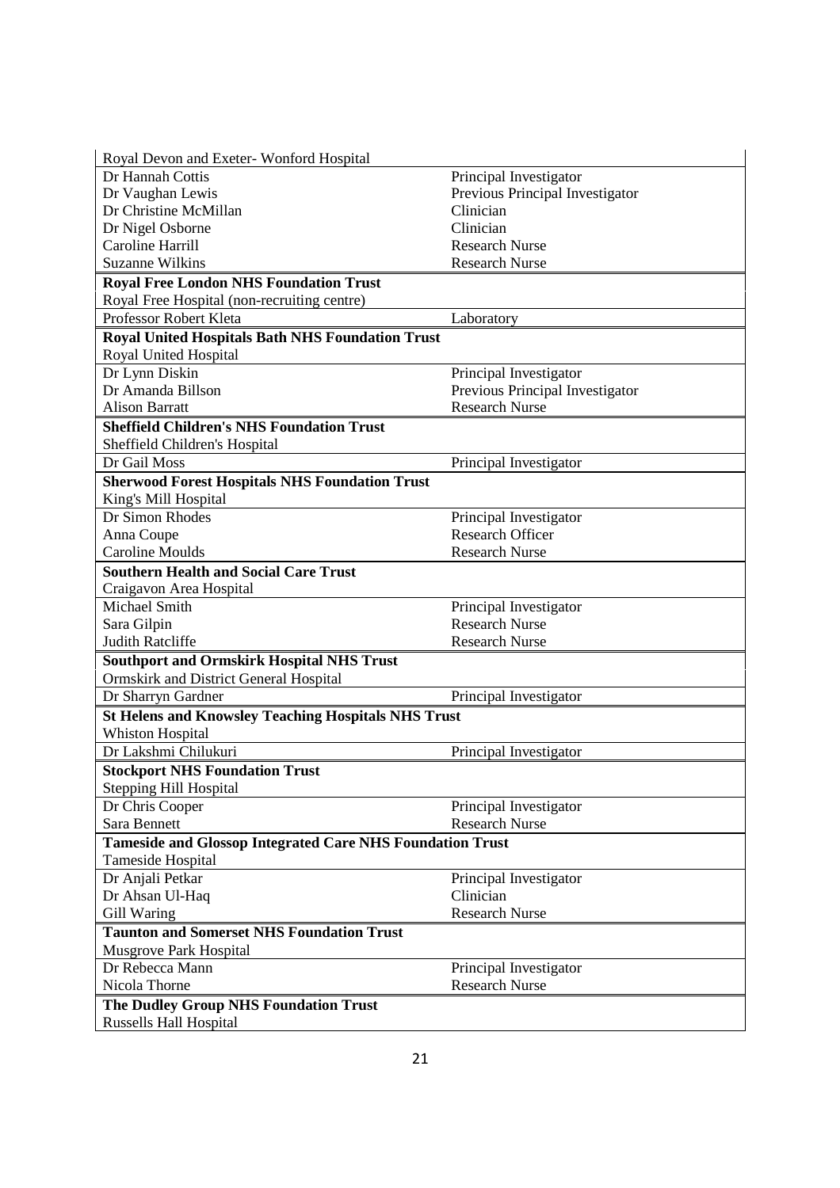| | |
|---|---|
| Royal Devon and Exeter- Wonford Hospital | |
| Dr Hannah Cottis | Principal Investigator |
| Dr Vaughan Lewis | Previous Principal Investigator |
| Dr Christine McMillan | Clinician |
| Dr Nigel Osborne | Clinician |
| Caroline Harrill | Research Nurse |
| Suzanne Wilkins | Research Nurse |
| **Royal Free London NHS Foundation Trust** | |
| Royal Free Hospital (non-recruiting centre) | |
| Professor Robert Kleta | Laboratory |
| **Royal United Hospitals Bath NHS Foundation Trust** | |
| Royal United Hospital | |
| Dr Lynn Diskin | Principal Investigator |
| Dr Amanda Billson | Previous Principal Investigator |
| Alison Barratt | Research Nurse |
| **Sheffield Children's NHS Foundation Trust** | |
| Sheffield Children's Hospital | |
| Dr Gail Moss | Principal Investigator |
| **Sherwood Forest Hospitals NHS Foundation Trust** | |
| King's Mill Hospital | |
| Dr Simon Rhodes | Principal Investigator |
| Anna Coupe | Research Officer |
| Caroline Moulds | Research Nurse |
| **Southern Health and Social Care Trust** | |
| Craigavon Area Hospital | |
| Michael Smith | Principal Investigator |
| Sara Gilpin | Research Nurse |
| Judith Ratcliffe | Research Nurse |
| **Southport and Ormskirk Hospital NHS Trust** | |
| Ormskirk and District General Hospital | |
| Dr Sharryn Gardner | Principal Investigator |
| **St Helens and Knowsley Teaching Hospitals NHS Trust** | |
| Whiston Hospital | |
| Dr Lakshmi Chilukuri | Principal Investigator |
| **Stockport NHS Foundation Trust** | |
| Stepping Hill Hospital | |
| Dr Chris Cooper | Principal Investigator |
| Sara Bennett | Research Nurse |
| **Tameside and Glossop Integrated Care NHS Foundation Trust** | |
| Tameside Hospital | |
| Dr Anjali Petkar | Principal Investigator |
| Dr Ahsan Ul-Haq | Clinician |
| Gill Waring | Research Nurse |
| **Taunton and Somerset NHS Foundation Trust** | |
| Musgrove Park Hospital | |
| Dr Rebecca Mann | Principal Investigator |
| Nicola Thorne | Research Nurse |
| **The Dudley Group NHS Foundation Trust** | |
| Russells Hall Hospital | |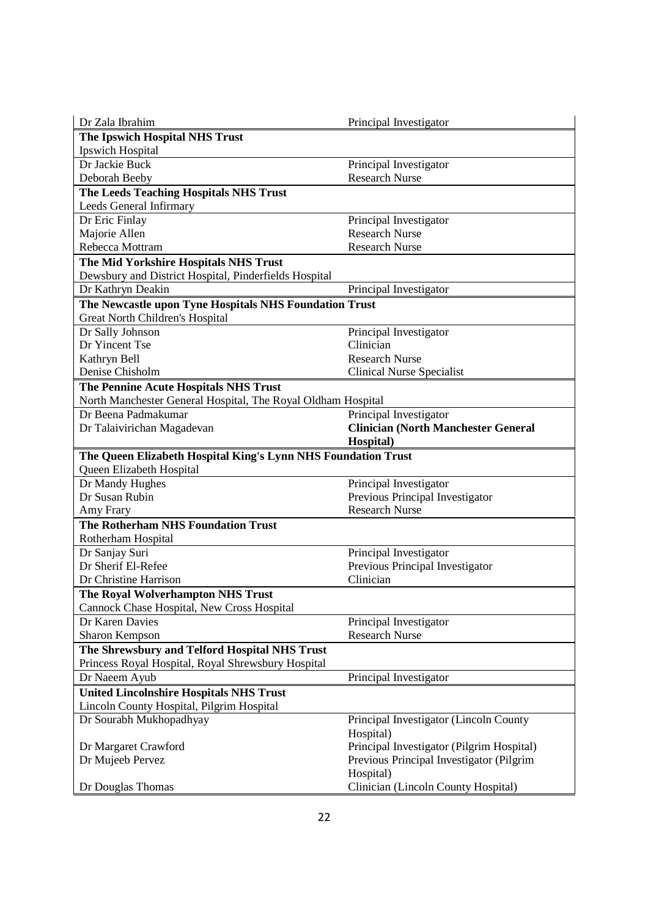| | |
|---|---|
| Dr Zala Ibrahim | Principal Investigator |
| **The Ipswich Hospital NHS Trust** | |
| Ipswich Hospital | |
| Dr Jackie Buck | Principal Investigator |
| Deborah Beeby | Research Nurse |
| **The Leeds Teaching Hospitals NHS Trust** | |
| Leeds General Infirmary | |
| Dr Eric Finlay | Principal Investigator |
| Majorie Allen | Research Nurse |
| Rebecca Mottram | Research Nurse |
| **The Mid Yorkshire Hospitals NHS Trust** | |
| Dewsbury and District Hospital, Pinderfields Hospital | |
| Dr Kathryn Deakin | Principal Investigator |
| **The Newcastle upon Tyne Hospitals NHS Foundation Trust** | |
| Great North Children's Hospital | |
| Dr Sally Johnson | Principal Investigator |
| Dr Yincent Tse | Clinician |
| Kathryn Bell | Research Nurse |
| Denise Chisholm | Clinical Nurse Specialist |
| **The Pennine Acute Hospitals NHS Trust** | |
| North Manchester General Hospital, The Royal Oldham Hospital | |
| Dr Beena Padmakumar | Principal Investigator |
| Dr Talaivirichan Magadevan | **Clinician (North Manchester General Hospital)** |
| **The Queen Elizabeth Hospital King's Lynn NHS Foundation Trust** | |
| Queen Elizabeth Hospital | |
| Dr Mandy Hughes | Principal Investigator |
| Dr Susan Rubin | Previous Principal Investigator |
| Amy Frary | Research Nurse |
| **The Rotherham NHS Foundation Trust** | |
| Rotherham Hospital | |
| Dr Sanjay Suri | Principal Investigator |
| Dr Sherif El-Refee | Previous Principal Investigator |
| Dr Christine Harrison | Clinician |
| **The Royal Wolverhampton NHS Trust** | |
| Cannock Chase Hospital, New Cross Hospital | |
| Dr Karen Davies | Principal Investigator |
| Sharon Kempson | Research Nurse |
| **The Shrewsbury and Telford Hospital NHS Trust** | |
| Princess Royal Hospital, Royal Shrewsbury Hospital | |
| Dr Naeem Ayub | Principal Investigator |
| **United Lincolnshire Hospitals NHS Trust** | |
| Lincoln County Hospital, Pilgrim Hospital | |
| Dr Sourabh Mukhopadhyay | Principal Investigator (Lincoln County Hospital) |
| Dr Margaret Crawford | Principal Investigator (Pilgrim Hospital) |
| Dr Mujeeb Pervez | Previous Principal Investigator (Pilgrim Hospital) |
| Dr Douglas Thomas | Clinician (Lincoln County Hospital) |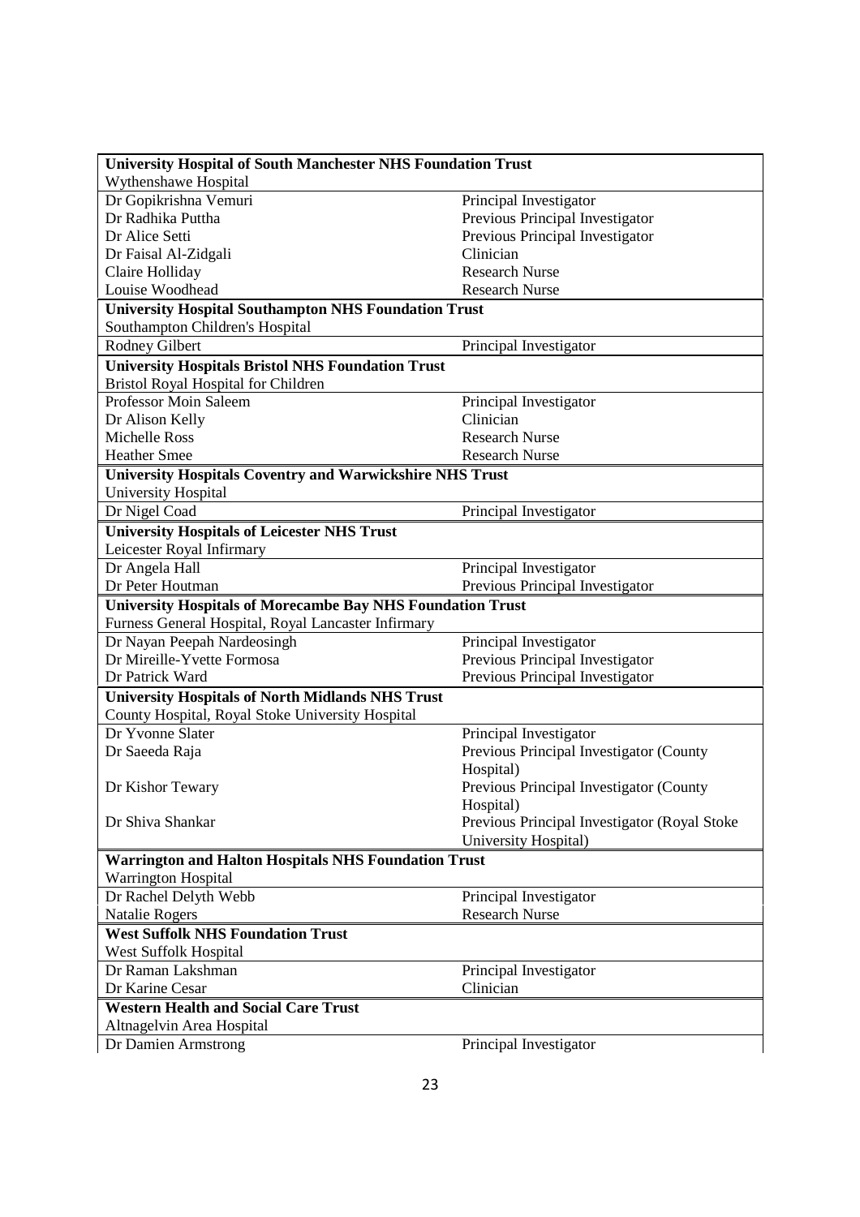| **University Hospital of South Manchester NHS Foundation Trust** | |
|---|---|
| Wythenshawe Hospital | |
| Dr Gopikrishna Vemuri | Principal Investigator |
| Dr Radhika Puttha | Previous Principal Investigator |
| Dr Alice Setti | Previous Principal Investigator |
| Dr Faisal Al-Zidgali | Clinician |
| Claire Holliday | Research Nurse |
| Louise Woodhead | Research Nurse |
| **University Hospital Southampton NHS Foundation Trust** | |
| Southampton Children's Hospital | |
| Rodney Gilbert | Principal Investigator |
| **University Hospitals Bristol NHS Foundation Trust** | |
| Bristol Royal Hospital for Children | |
| Professor Moin Saleem | Principal Investigator |
| Dr Alison Kelly | Clinician |
| Michelle Ross | Research Nurse |
| Heather Smee | Research Nurse |
| **University Hospitals Coventry and Warwickshire NHS Trust** | |
| University Hospital | |
| Dr Nigel Coad | Principal Investigator |
| **University Hospitals of Leicester NHS Trust** | |
| Leicester Royal Infirmary | |
| Dr Angela Hall | Principal Investigator |
| Dr Peter Houtman | Previous Principal Investigator |
| **University Hospitals of Morecambe Bay NHS Foundation Trust** | |
| Furness General Hospital, Royal Lancaster Infirmary | |
| Dr Nayan Peepah Nardeosingh | Principal Investigator |
| Dr Mireille-Yvette Formosa | Previous Principal Investigator |
| Dr Patrick Ward | Previous Principal Investigator |
| **University Hospitals of North Midlands NHS Trust** | |
| County Hospital, Royal Stoke University Hospital | |
| Dr Yvonne Slater | Principal Investigator |
| Dr Saeeda Raja | Previous Principal Investigator (County Hospital) |
| Dr Kishor Tewary | Previous Principal Investigator (County Hospital) |
| Dr Shiva Shankar | Previous Principal Investigator (Royal Stoke University Hospital) |
| **Warrington and Halton Hospitals NHS Foundation Trust** | |
| Warrington Hospital | |
| Dr Rachel Delyth Webb | Principal Investigator |
| Natalie Rogers | Research Nurse |
| **West Suffolk NHS Foundation Trust** | |
| West Suffolk Hospital | |
| Dr Raman Lakshman | Principal Investigator |
| Dr Karine Cesar | Clinician |
| **Western Health and Social Care Trust** | |
| Altnagelvin Area Hospital | |
| Dr Damien Armstrong | Principal Investigator |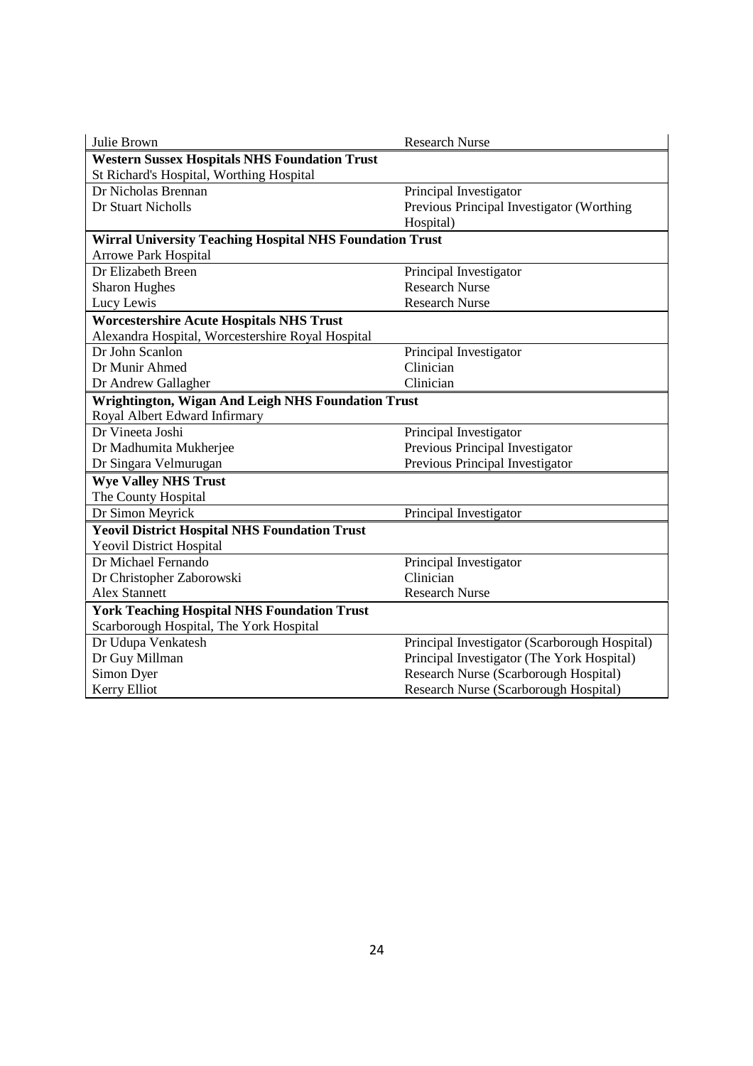| Julie Brown | Research Nurse |
|---|---|
| **Western Sussex Hospitals NHS Foundation Trust** | |
| St Richard's Hospital, Worthing Hospital | |
| Dr Nicholas Brennan | Principal Investigator |
| Dr Stuart Nicholls | Previous Principal Investigator (Worthing Hospital) |
| **Wirral University Teaching Hospital NHS Foundation Trust** | |
| Arrowe Park Hospital | |
| Dr Elizabeth Breen | Principal Investigator |
| Sharon Hughes | Research Nurse |
| Lucy Lewis | Research Nurse |
| **Worcestershire Acute Hospitals NHS Trust** | |
| Alexandra Hospital, Worcestershire Royal Hospital | |
| Dr John Scanlon | Principal Investigator |
| Dr Munir Ahmed | Clinician |
| Dr Andrew Gallagher | Clinician |
| **Wrightington, Wigan And Leigh NHS Foundation Trust** | |
| Royal Albert Edward Infirmary | |
| Dr Vineeta Joshi | Principal Investigator |
| Dr Madhumita Mukherjee | Previous Principal Investigator |
| Dr Singara Velmurugan | Previous Principal Investigator |
| **Wye Valley NHS Trust** | |
| The County Hospital | |
| Dr Simon Meyrick | Principal Investigator |
| **Yeovil District Hospital NHS Foundation Trust** | |
| Yeovil District Hospital | |
| Dr Michael Fernando | Principal Investigator |
| Dr Christopher Zaborowski | Clinician |
| Alex Stannett | Research Nurse |
| **York Teaching Hospital NHS Foundation Trust** | |
| Scarborough Hospital, The York Hospital | |
| Dr Udupa Venkatesh | Principal Investigator (Scarborough Hospital) |
| Dr Guy Millman | Principal Investigator (The York Hospital) |
| Simon Dyer | Research Nurse (Scarborough Hospital) |
| Kerry Elliot | Research Nurse (Scarborough Hospital) |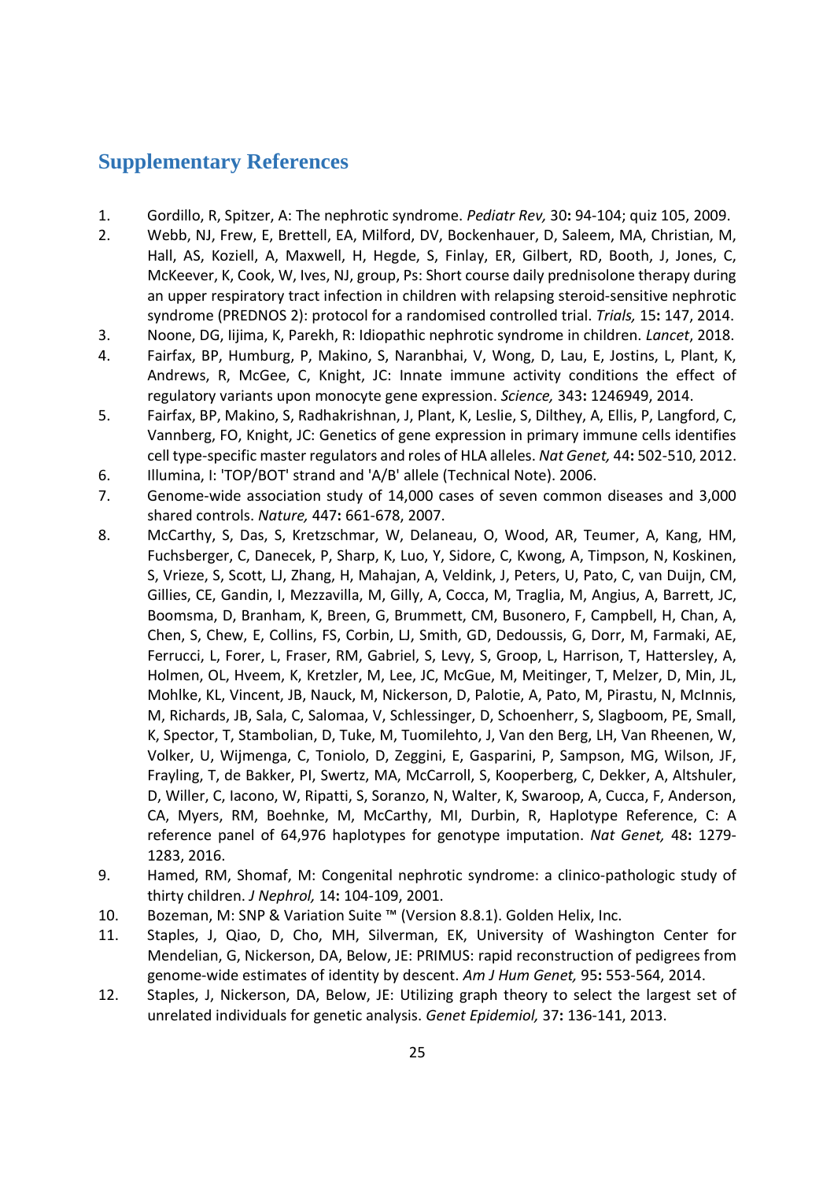## Supplementary References

1. Gordillo, R, Spitzer, A: The nephrotic syndrome. *Pediatr Rev,* 30**:** 94-104; quiz 105, 2009.
2. Webb, NJ, Frew, E, Brettell, EA, Milford, DV, Bockenhauer, D, Saleem, MA, Christian, M, Hall, AS, Koziell, A, Maxwell, H, Hegde, S, Finlay, ER, Gilbert, RD, Booth, J, Jones, C, McKeever, K, Cook, W, Ives, NJ, group, Ps: Short course daily prednisolone therapy during an upper respiratory tract infection in children with relapsing steroid-sensitive nephrotic syndrome (PREDNOS 2): protocol for a randomised controlled trial. *Trials,* 15**:** 147, 2014.
3. Noone, DG, Iijima, K, Parekh, R: Idiopathic nephrotic syndrome in children. *Lancet*, 2018.
4. Fairfax, BP, Humburg, P, Makino, S, Naranbhai, V, Wong, D, Lau, E, Jostins, L, Plant, K, Andrews, R, McGee, C, Knight, JC: Innate immune activity conditions the effect of regulatory variants upon monocyte gene expression. *Science,* 343**:** 1246949, 2014.
5. Fairfax, BP, Makino, S, Radhakrishnan, J, Plant, K, Leslie, S, Dilthey, A, Ellis, P, Langford, C, Vannberg, FO, Knight, JC: Genetics of gene expression in primary immune cells identifies cell type-specific master regulators and roles of HLA alleles. *Nat Genet,* 44**:** 502-510, 2012.
6. Illumina, I: 'TOP/BOT' strand and 'A/B' allele (Technical Note). 2006.
7. Genome-wide association study of 14,000 cases of seven common diseases and 3,000 shared controls. *Nature,* 447**:** 661-678, 2007.
8. McCarthy, S, Das, S, Kretzschmar, W, Delaneau, O, Wood, AR, Teumer, A, Kang, HM, Fuchsberger, C, Danecek, P, Sharp, K, Luo, Y, Sidore, C, Kwong, A, Timpson, N, Koskinen, S, Vrieze, S, Scott, LJ, Zhang, H, Mahajan, A, Veldink, J, Peters, U, Pato, C, van Duijn, CM, Gillies, CE, Gandin, I, Mezzavilla, M, Gilly, A, Cocca, M, Traglia, M, Angius, A, Barrett, JC, Boomsma, D, Branham, K, Breen, G, Brummett, CM, Busonero, F, Campbell, H, Chan, A, Chen, S, Chew, E, Collins, FS, Corbin, LJ, Smith, GD, Dedoussis, G, Dorr, M, Farmaki, AE, Ferrucci, L, Forer, L, Fraser, RM, Gabriel, S, Levy, S, Groop, L, Harrison, T, Hattersley, A, Holmen, OL, Hveem, K, Kretzler, M, Lee, JC, McGue, M, Meitinger, T, Melzer, D, Min, JL, Mohlke, KL, Vincent, JB, Nauck, M, Nickerson, D, Palotie, A, Pato, M, Pirastu, N, McInnis, M, Richards, JB, Sala, C, Salomaa, V, Schlessinger, D, Schoenherr, S, Slagboom, PE, Small, K, Spector, T, Stambolian, D, Tuke, M, Tuomilehto, J, Van den Berg, LH, Van Rheenen, W, Volker, U, Wijmenga, C, Toniolo, D, Zeggini, E, Gasparini, P, Sampson, MG, Wilson, JF, Frayling, T, de Bakker, PI, Swertz, MA, McCarroll, S, Kooperberg, C, Dekker, A, Altshuler, D, Willer, C, Iacono, W, Ripatti, S, Soranzo, N, Walter, K, Swaroop, A, Cucca, F, Anderson, CA, Myers, RM, Boehnke, M, McCarthy, MI, Durbin, R, Haplotype Reference, C: A reference panel of 64,976 haplotypes for genotype imputation. *Nat Genet,* 48**:** 1279-1283, 2016.
9. Hamed, RM, Shomaf, M: Congenital nephrotic syndrome: a clinico-pathologic study of thirty children. *J Nephrol,* 14**:** 104-109, 2001.
10. Bozeman, M: SNP & Variation Suite ™ (Version 8.8.1). Golden Helix, Inc.
11. Staples, J, Qiao, D, Cho, MH, Silverman, EK, University of Washington Center for Mendelian, G, Nickerson, DA, Below, JE: PRIMUS: rapid reconstruction of pedigrees from genome-wide estimates of identity by descent. *Am J Hum Genet,* 95**:** 553-564, 2014.
12. Staples, J, Nickerson, DA, Below, JE: Utilizing graph theory to select the largest set of unrelated individuals for genetic analysis. *Genet Epidemiol,* 37**:** 136-141, 2013.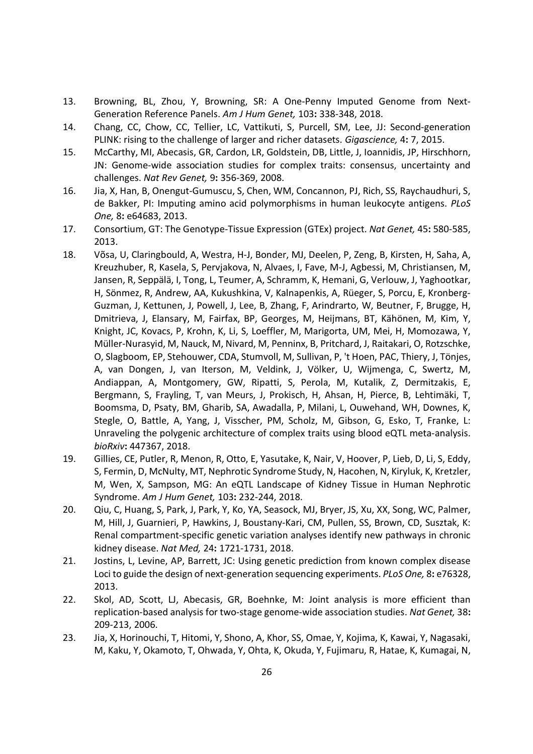13. Browning, BL, Zhou, Y, Browning, SR: A One-Penny Imputed Genome from Next-Generation Reference Panels. *Am J Hum Genet,* 103**:** 338-348, 2018.
14. Chang, CC, Chow, CC, Tellier, LC, Vattikuti, S, Purcell, SM, Lee, JJ: Second-generation PLINK: rising to the challenge of larger and richer datasets. *Gigascience,* 4**:** 7, 2015.
15. McCarthy, MI, Abecasis, GR, Cardon, LR, Goldstein, DB, Little, J, Ioannidis, JP, Hirschhorn, JN: Genome-wide association studies for complex traits: consensus, uncertainty and challenges. *Nat Rev Genet,* 9**:** 356-369, 2008.
16. Jia, X, Han, B, Onengut-Gumuscu, S, Chen, WM, Concannon, PJ, Rich, SS, Raychaudhuri, S, de Bakker, PI: Imputing amino acid polymorphisms in human leukocyte antigens. *PLoS One,* 8**:** e64683, 2013.
17. Consortium, GT: The Genotype-Tissue Expression (GTEx) project. *Nat Genet,* 45**:** 580-585, 2013.
18. Võsa, U, Claringbould, A, Westra, H-J, Bonder, MJ, Deelen, P, Zeng, B, Kirsten, H, Saha, A, Kreuzhuber, R, Kasela, S, Pervjakova, N, Alvaes, I, Fave, M-J, Agbessi, M, Christiansen, M, Jansen, R, Seppälä, I, Tong, L, Teumer, A, Schramm, K, Hemani, G, Verlouw, J, Yaghootkar, H, Sönmez, R, Andrew, AA, Kukushkina, V, Kalnapenkis, A, Rüeger, S, Porcu, E, Kronberg-Guzman, J, Kettunen, J, Powell, J, Lee, B, Zhang, F, Arindrarto, W, Beutner, F, Brugge, H, Dmitrieva, J, Elansary, M, Fairfax, BP, Georges, M, Heijmans, BT, Kähönen, M, Kim, Y, Knight, JC, Kovacs, P, Krohn, K, Li, S, Loeffler, M, Marigorta, UM, Mei, H, Momozawa, Y, Müller-Nurasyid, M, Nauck, M, Nivard, M, Penninx, B, Pritchard, J, Raitakari, O, Rotzschke, O, Slagboom, EP, Stehouwer, CDA, Stumvoll, M, Sullivan, P, 't Hoen, PAC, Thiery, J, Tönjes, A, van Dongen, J, van Iterson, M, Veldink, J, Völker, U, Wijmenga, C, Swertz, M, Andiappan, A, Montgomery, GW, Ripatti, S, Perola, M, Kutalik, Z, Dermitzakis, E, Bergmann, S, Frayling, T, van Meurs, J, Prokisch, H, Ahsan, H, Pierce, B, Lehtimäki, T, Boomsma, D, Psaty, BM, Gharib, SA, Awadalla, P, Milani, L, Ouwehand, WH, Downes, K, Stegle, O, Battle, A, Yang, J, Visscher, PM, Scholz, M, Gibson, G, Esko, T, Franke, L: Unraveling the polygenic architecture of complex traits using blood eQTL meta-analysis. *bioRxiv***:** 447367, 2018.
19. Gillies, CE, Putler, R, Menon, R, Otto, E, Yasutake, K, Nair, V, Hoover, P, Lieb, D, Li, S, Eddy, S, Fermin, D, McNulty, MT, Nephrotic Syndrome Study, N, Hacohen, N, Kiryluk, K, Kretzler, M, Wen, X, Sampson, MG: An eQTL Landscape of Kidney Tissue in Human Nephrotic Syndrome. *Am J Hum Genet,* 103**:** 232-244, 2018.
20. Qiu, C, Huang, S, Park, J, Park, Y, Ko, YA, Seasock, MJ, Bryer, JS, Xu, XX, Song, WC, Palmer, M, Hill, J, Guarnieri, P, Hawkins, J, Boustany-Kari, CM, Pullen, SS, Brown, CD, Susztak, K: Renal compartment-specific genetic variation analyses identify new pathways in chronic kidney disease. *Nat Med,* 24**:** 1721-1731, 2018.
21. Jostins, L, Levine, AP, Barrett, JC: Using genetic prediction from known complex disease Loci to guide the design of next-generation sequencing experiments. *PLoS One,* 8**:** e76328, 2013.
22. Skol, AD, Scott, LJ, Abecasis, GR, Boehnke, M: Joint analysis is more efficient than replication-based analysis for two-stage genome-wide association studies. *Nat Genet,* 38**:** 209-213, 2006.
23. Jia, X, Horinouchi, T, Hitomi, Y, Shono, A, Khor, SS, Omae, Y, Kojima, K, Kawai, Y, Nagasaki, M, Kaku, Y, Okamoto, T, Ohwada, Y, Ohta, K, Okuda, Y, Fujimaru, R, Hatae, K, Kumagai, N,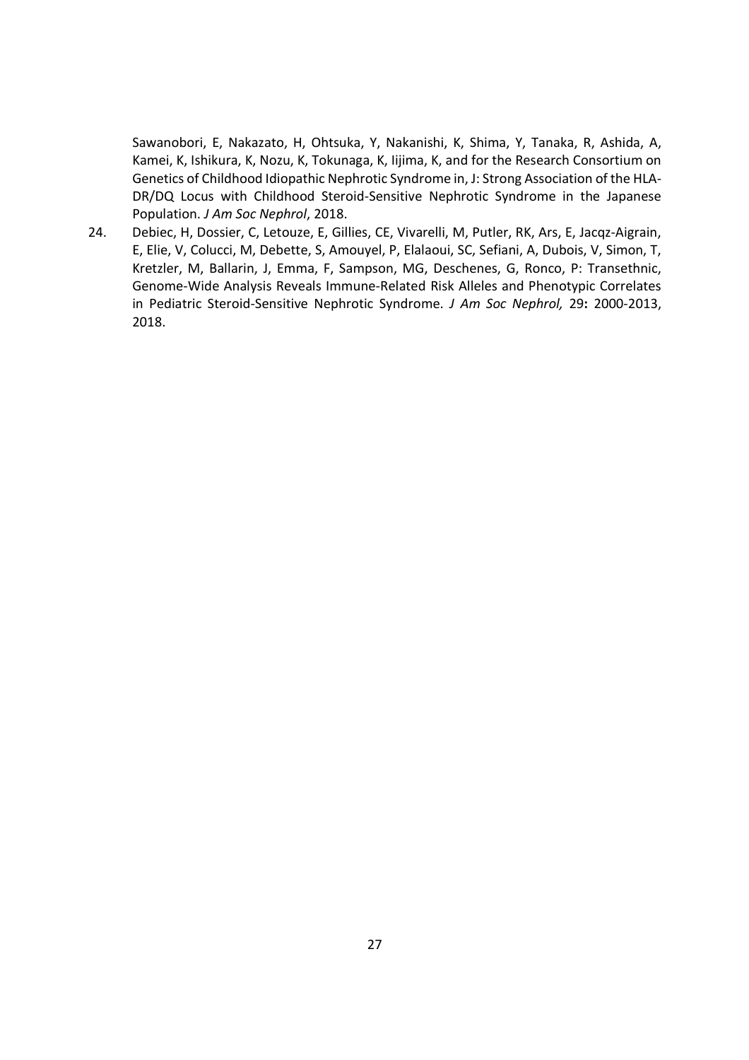Sawanobori, E, Nakazato, H, Ohtsuka, Y, Nakanishi, K, Shima, Y, Tanaka, R, Ashida, A, Kamei, K, Ishikura, K, Nozu, K, Tokunaga, K, Iijima, K, and for the Research Consortium on Genetics of Childhood Idiopathic Nephrotic Syndrome in, J: Strong Association of the HLA-DR/DQ Locus with Childhood Steroid-Sensitive Nephrotic Syndrome in the Japanese Population. *J Am Soc Nephrol*, 2018.

24. Debiec, H, Dossier, C, Letouze, E, Gillies, CE, Vivarelli, M, Putler, RK, Ars, E, Jacqz-Aigrain, E, Elie, V, Colucci, M, Debette, S, Amouyel, P, Elalaoui, SC, Sefiani, A, Dubois, V, Simon, T, Kretzler, M, Ballarin, J, Emma, F, Sampson, MG, Deschenes, G, Ronco, P: Transethnic, Genome-Wide Analysis Reveals Immune-Related Risk Alleles and Phenotypic Correlates in Pediatric Steroid-Sensitive Nephrotic Syndrome. *J Am Soc Nephrol,* 29**:** 2000-2013, 2018.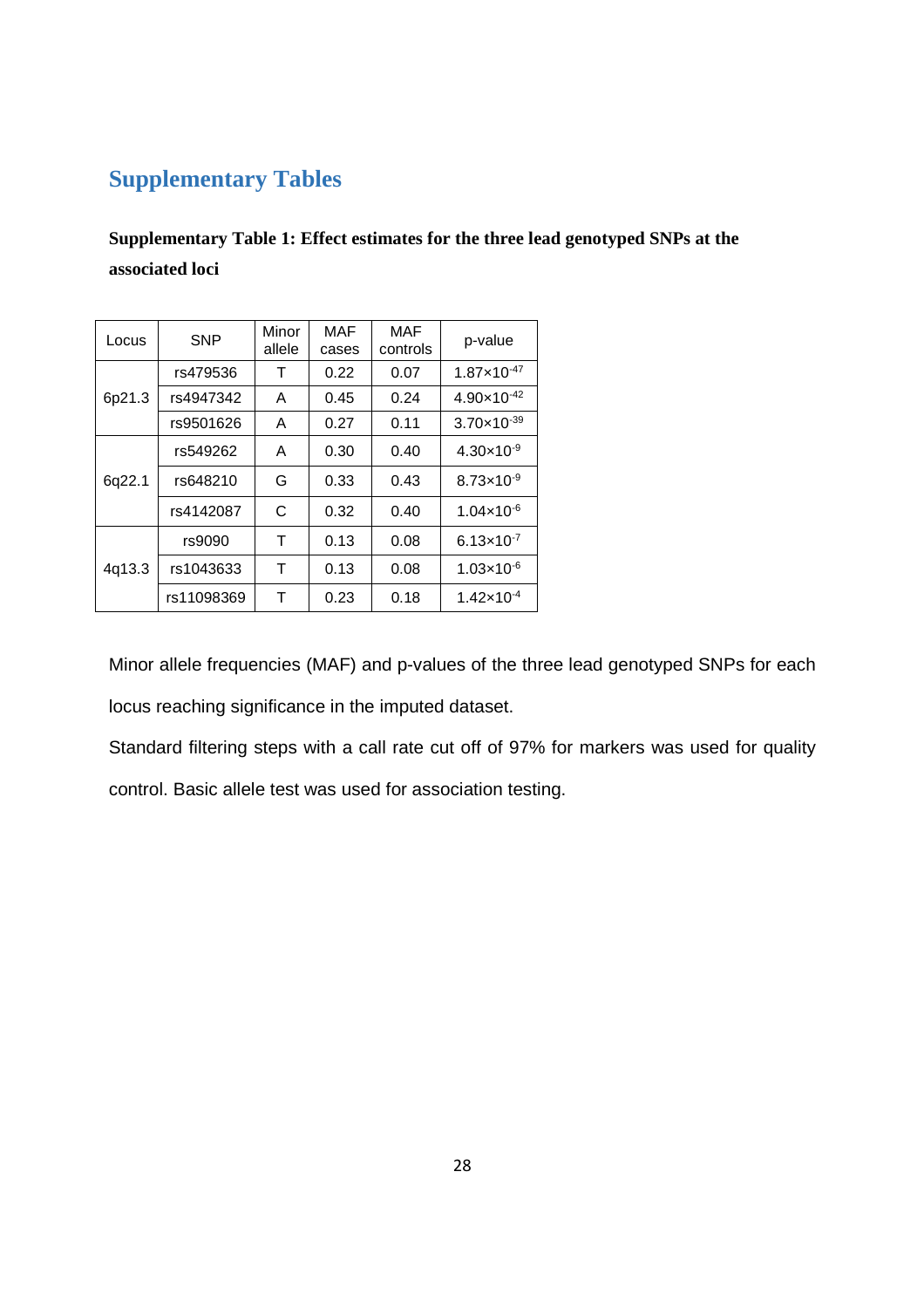# Supplementary Tables

**Supplementary Table 1: Effect estimates for the three lead genotyped SNPs at the associated loci**

| Locus | SNP | Minor allele | MAF cases | MAF controls | p-value |
|---|---|---|---|---|---|
| 6p21.3 | rs479536 | T | 0.22 | 0.07 | $1.87 \times 10^{-47}$ |
| | rs4947342 | A | 0.45 | 0.24 | $4.90 \times 10^{-42}$ |
| | rs9501626 | A | 0.27 | 0.11 | $3.70 \times 10^{-39}$ |
| 6q22.1 | rs549262 | A | 0.30 | 0.40 | $4.30 \times 10^{-9}$ |
| | rs648210 | G | 0.33 | 0.43 | $8.73 \times 10^{-9}$ |
| | rs4142087 | C | 0.32 | 0.40 | $1.04 \times 10^{-6}$ |
| 4q13.3 | rs9090 | T | 0.13 | 0.08 | $6.13 \times 10^{-7}$ |
| | rs1043633 | T | 0.13 | 0.08 | $1.03 \times 10^{-6}$ |
| | rs11098369 | T | 0.23 | 0.18 | $1.42 \times 10^{-4}$ |

Minor allele frequencies (MAF) and p-values of the three lead genotyped SNPs for each locus reaching significance in the imputed dataset.

Standard filtering steps with a call rate cut off of 97% for markers was used for quality control. Basic allele test was used for association testing.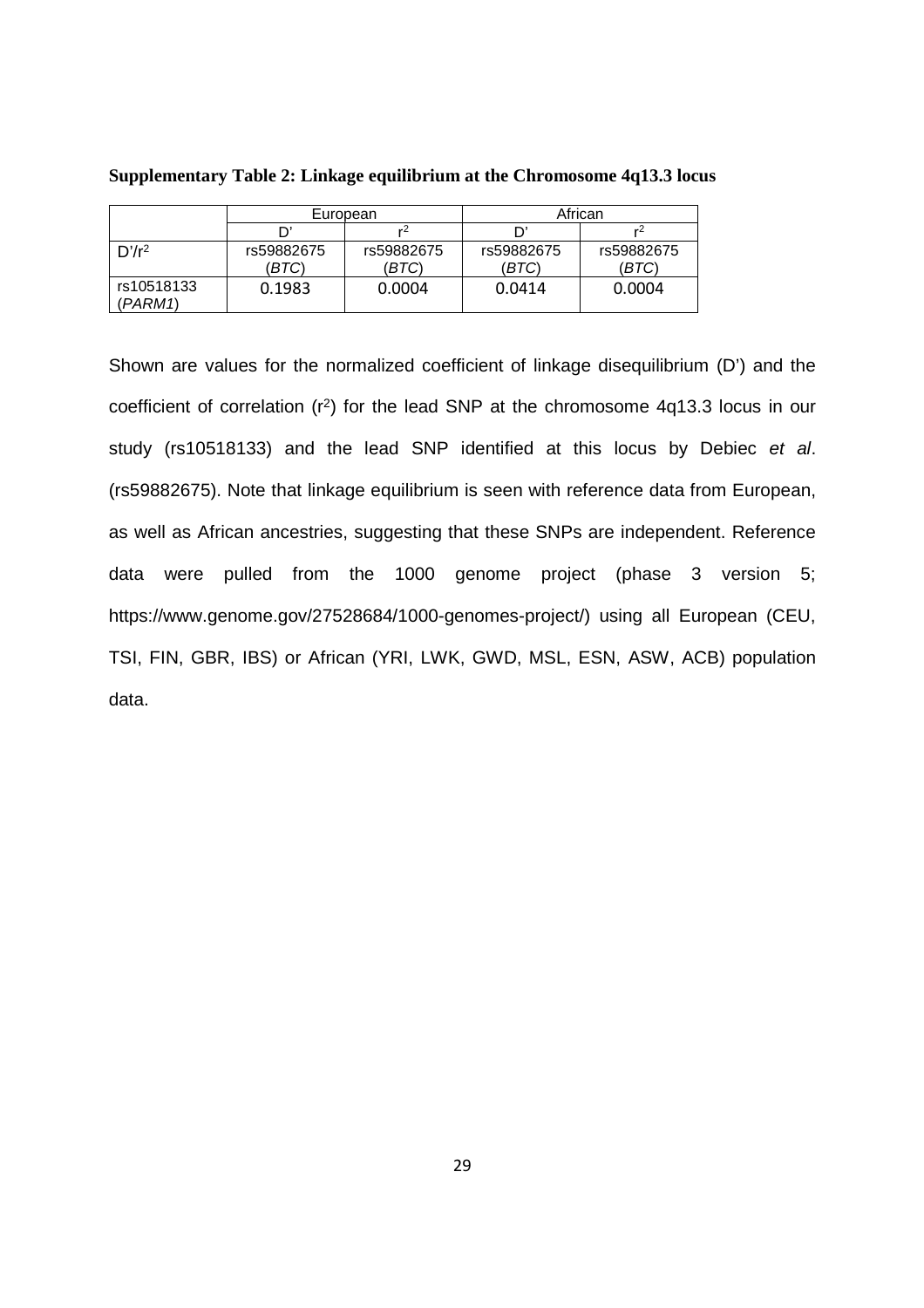**Supplementary Table 2: Linkage equilibrium at the Chromosome 4q13.3 locus**

| | European | | African | |
|---|---|---|---|---|
| | D' | $r^2$ | D' | $r^2$ |
| D'/$r^2$ | rs59882675 (*BTC*) | rs59882675 (*BTC*) | rs59882675 (*BTC*) | rs59882675 (*BTC*) |
| rs10518133 (*PARM1*) | 0.1983 | 0.0004 | 0.0414 | 0.0004 |

Shown are values for the normalized coefficient of linkage disequilibrium (D') and the coefficient of correlation ($r^2$) for the lead SNP at the chromosome 4q13.3 locus in our study (rs10518133) and the lead SNP identified at this locus by Debiec *et al*. (rs59882675). Note that linkage equilibrium is seen with reference data from European, as well as African ancestries, suggesting that these SNPs are independent. Reference data were pulled from the 1000 genome project (phase 3 version 5; https://www.genome.gov/27528684/1000-genomes-project/) using all European (CEU, TSI, FIN, GBR, IBS) or African (YRI, LWK, GWD, MSL, ESN, ASW, ACB) population data.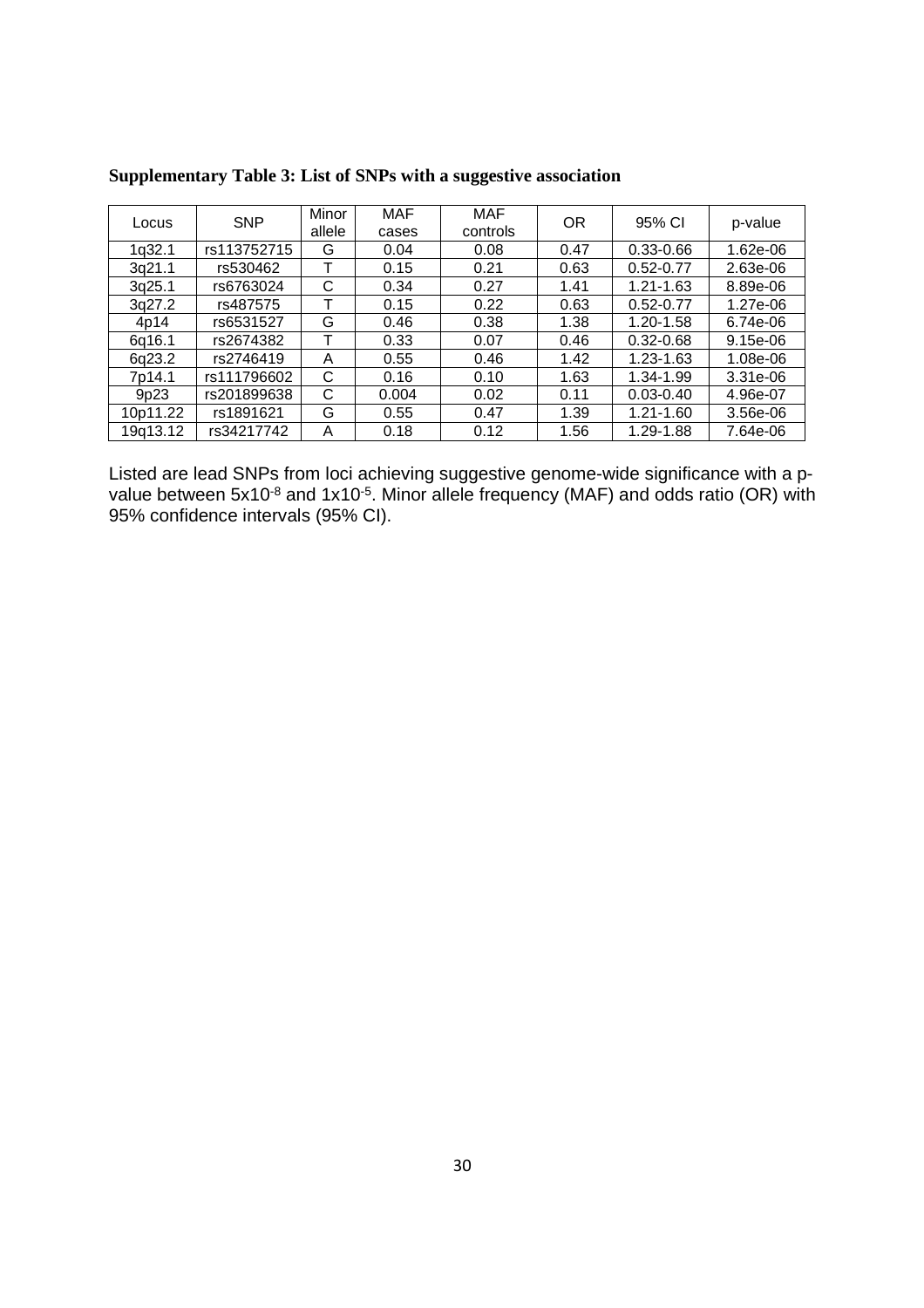**Supplementary Table 3: List of SNPs with a suggestive association**

| Locus | SNP | Minor allele | MAF cases | MAF controls | OR | 95% CI | p-value |
|---|---|---|---|---|---|---|---|
| 1q32.1 | rs113752715 | G | 0.04 | 0.08 | 0.47 | 0.33-0.66 | 1.62e-06 |
| 3q21.1 | rs530462 | T | 0.15 | 0.21 | 0.63 | 0.52-0.77 | 2.63e-06 |
| 3q25.1 | rs6763024 | C | 0.34 | 0.27 | 1.41 | 1.21-1.63 | 8.89e-06 |
| 3q27.2 | rs487575 | T | 0.15 | 0.22 | 0.63 | 0.52-0.77 | 1.27e-06 |
| 4p14 | rs6531527 | G | 0.46 | 0.38 | 1.38 | 1.20-1.58 | 6.74e-06 |
| 6q16.1 | rs2674382 | T | 0.33 | 0.07 | 0.46 | 0.32-0.68 | 9.15e-06 |
| 6q23.2 | rs2746419 | A | 0.55 | 0.46 | 1.42 | 1.23-1.63 | 1.08e-06 |
| 7p14.1 | rs111796602 | C | 0.16 | 0.10 | 1.63 | 1.34-1.99 | 3.31e-06 |
| 9p23 | rs201899638 | C | 0.004 | 0.02 | 0.11 | 0.03-0.40 | 4.96e-07 |
| 10p11.22 | rs1891621 | G | 0.55 | 0.47 | 1.39 | 1.21-1.60 | 3.56e-06 |
| 19q13.12 | rs34217742 | A | 0.18 | 0.12 | 1.56 | 1.29-1.88 | 7.64e-06 |

Listed are lead SNPs from loci achieving suggestive genome-wide significance with a p-value between $5 \times 10^{-8}$ and $1 \times 10^{-5}$. Minor allele frequency (MAF) and odds ratio (OR) with 95% confidence intervals (95% CI).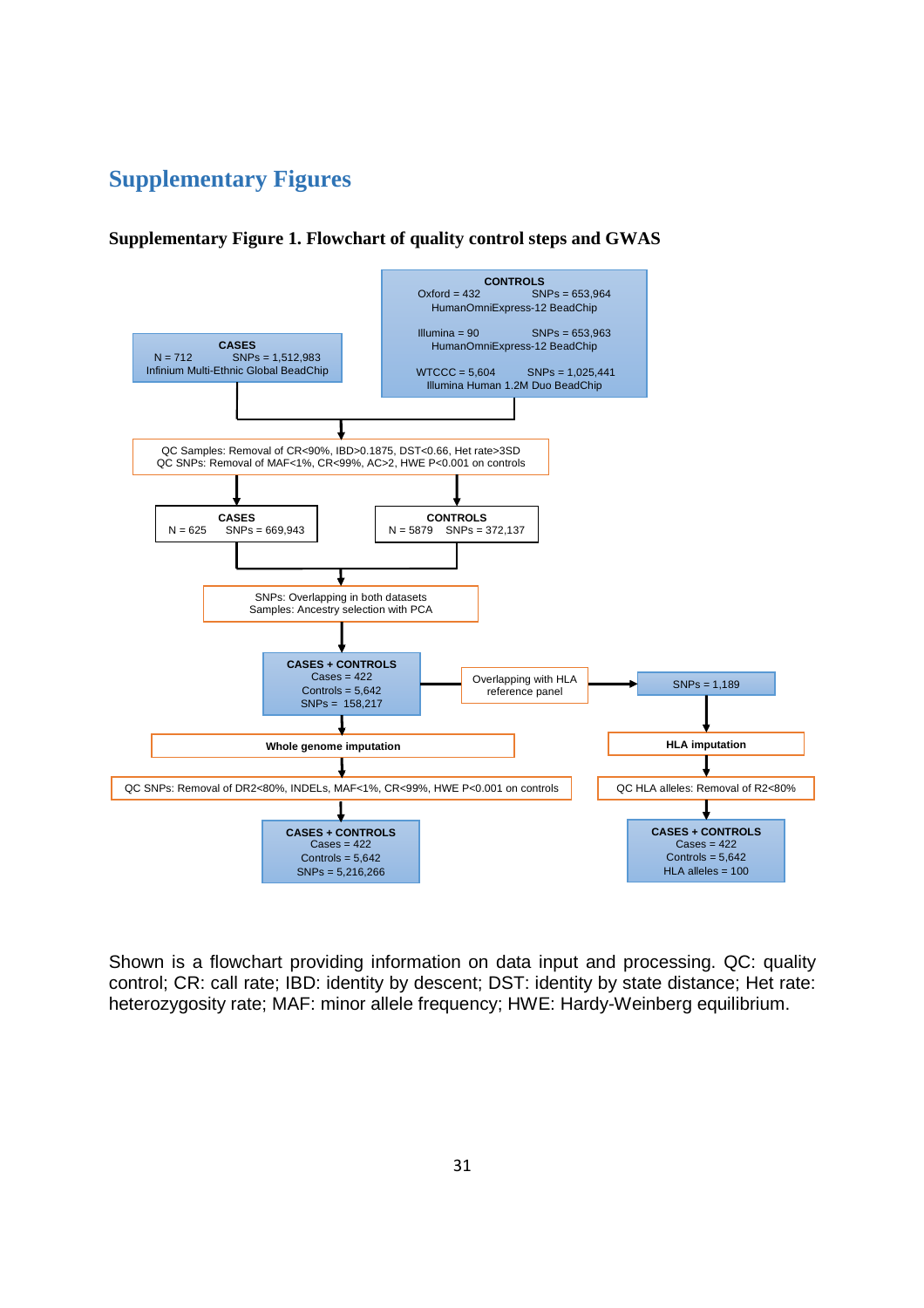# Supplementary Figures

**Supplementary Figure 1. Flowchart of quality control steps and GWAS**

**CASES**
N = 712 SNPs = 1,512,983
Infinium Multi-Ethnic Global BeadChip

**CONTROLS**
Oxford = 432 SNPs = 653,964
HumanOmniExpress-12 BeadChip

Illumina = 90 SNPs = 653,963
HumanOmniExpress-12 BeadChip

WTCCC = 5,604 SNPs = 1,025,441
Illumina Human 1.2M Duo BeadChip

QC Samples: Removal of CR<90%, IBD>0.1875, DST<0.66, Het rate>3SD
QC SNPs: Removal of MAF<1%, CR<99%, AC>2, HWE P<0.001 on controls

**CASES**
N = 625 SNPs = 669,943

**CONTROLS**
N = 5879 SNPs = 372,137

SNPs: Overlapping in both datasets
Samples: Ancestry selection with PCA

**CASES + CONTROLS**
Cases = 422
Controls = 5,642
SNPs = 158,217

Overlapping with HLA reference panel → SNPs = 1,189

**Whole genome imputation**

QC SNPs: Removal of DR2<80%, INDELs, MAF<1%, CR<99%, HWE P<0.001 on controls

**CASES + CONTROLS**
Cases = 422
Controls = 5,642
SNPs = 5,216,266

**HLA imputation**

QC HLA alleles: Removal of R2<80%

**CASES + CONTROLS**
Cases = 422
Controls = 5,642
HLA alleles = 100

Shown is a flowchart providing information on data input and processing. QC: quality control; CR: call rate; IBD: identity by descent; DST: identity by state distance; Het rate: heterozygosity rate; MAF: minor allele frequency; HWE: Hardy-Weinberg equilibrium.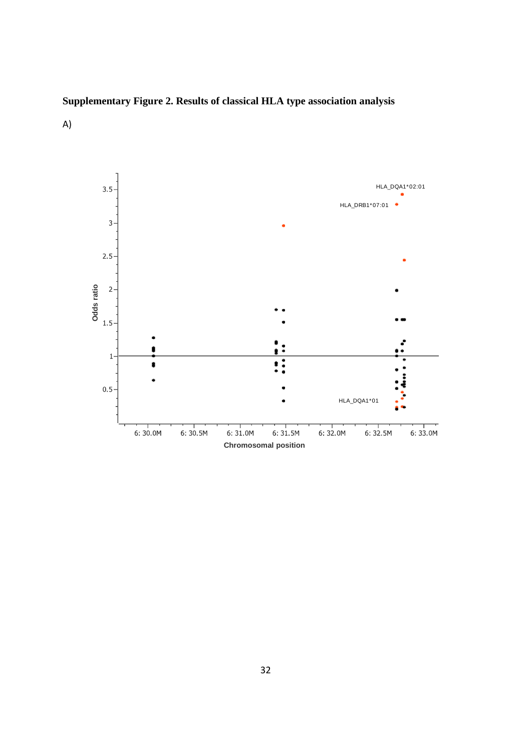**Supplementary Figure 2. Results of classical HLA type association analysis**

A)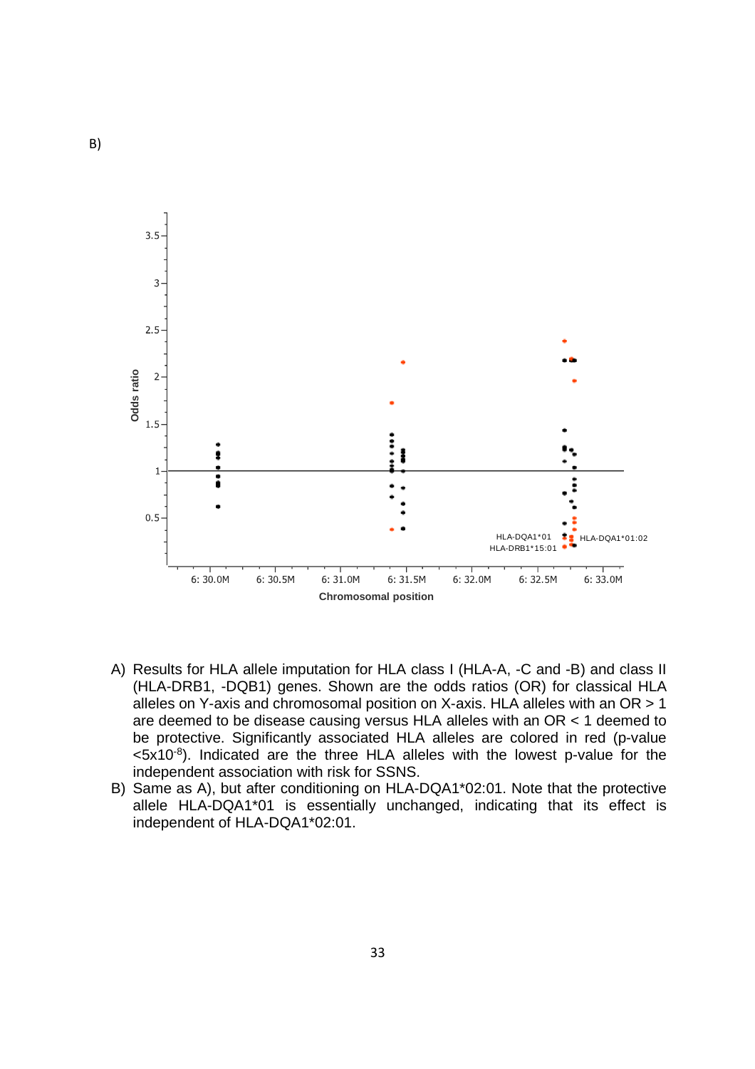B)

A) Results for HLA allele imputation for HLA class I (HLA-A, -C and -B) and class II (HLA-DRB1, -DQB1) genes. Shown are the odds ratios (OR) for classical HLA alleles on Y-axis and chromosomal position on X-axis. HLA alleles with an OR > 1 are deemed to be disease causing versus HLA alleles with an OR < 1 deemed to be protective. Significantly associated HLA alleles are colored in red (p-value $<5x10^{-8}$). Indicated are the three HLA alleles with the lowest p-value for the independent association with risk for SSNS.

B) Same as A), but after conditioning on HLA-DQA1*02:01. Note that the protective allele HLA-DQA1*01 is essentially unchanged, indicating that its effect is independent of HLA-DQA1*02:01.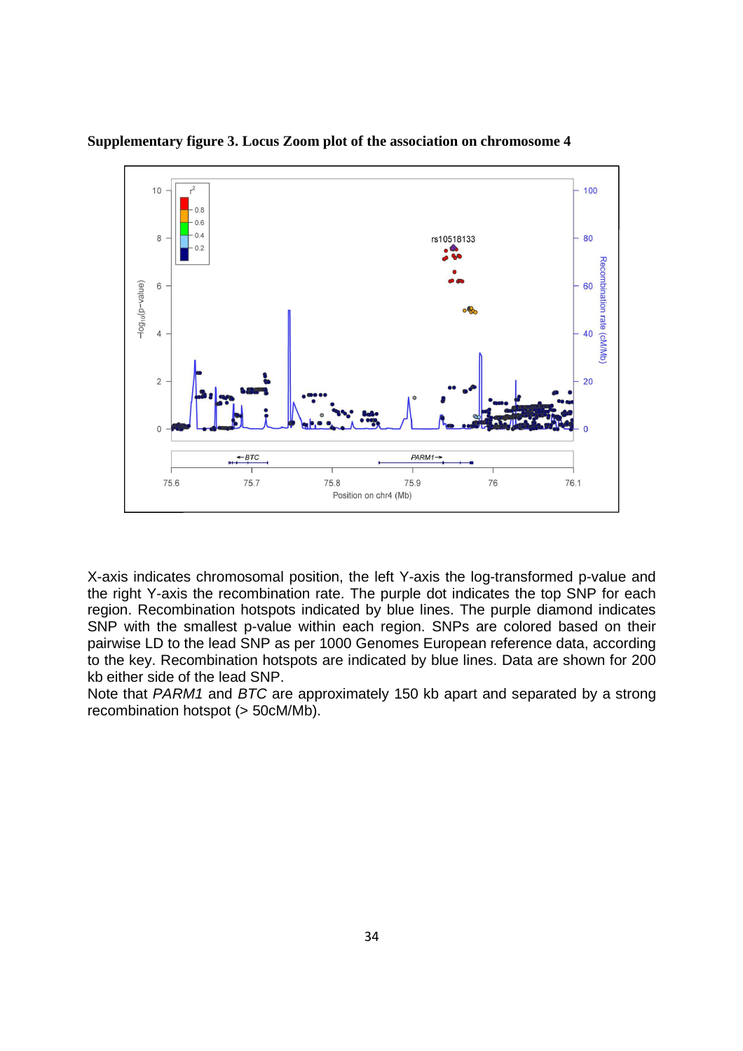**Supplementary figure 3. Locus Zoom plot of the association on chromosome 4**

X-axis indicates chromosomal position, the left Y-axis the log-transformed p-value and the right Y-axis the recombination rate. The purple dot indicates the top SNP for each region. Recombination hotspots indicated by blue lines. The purple diamond indicates SNP with the smallest p-value within each region. SNPs are colored based on their pairwise LD to the lead SNP as per 1000 Genomes European reference data, according to the key. Recombination hotspots are indicated by blue lines. Data are shown for 200 kb either side of the lead SNP.
Note that *PARM1* and *BTC* are approximately 150 kb apart and separated by a strong recombination hotspot (> 50cM/Mb).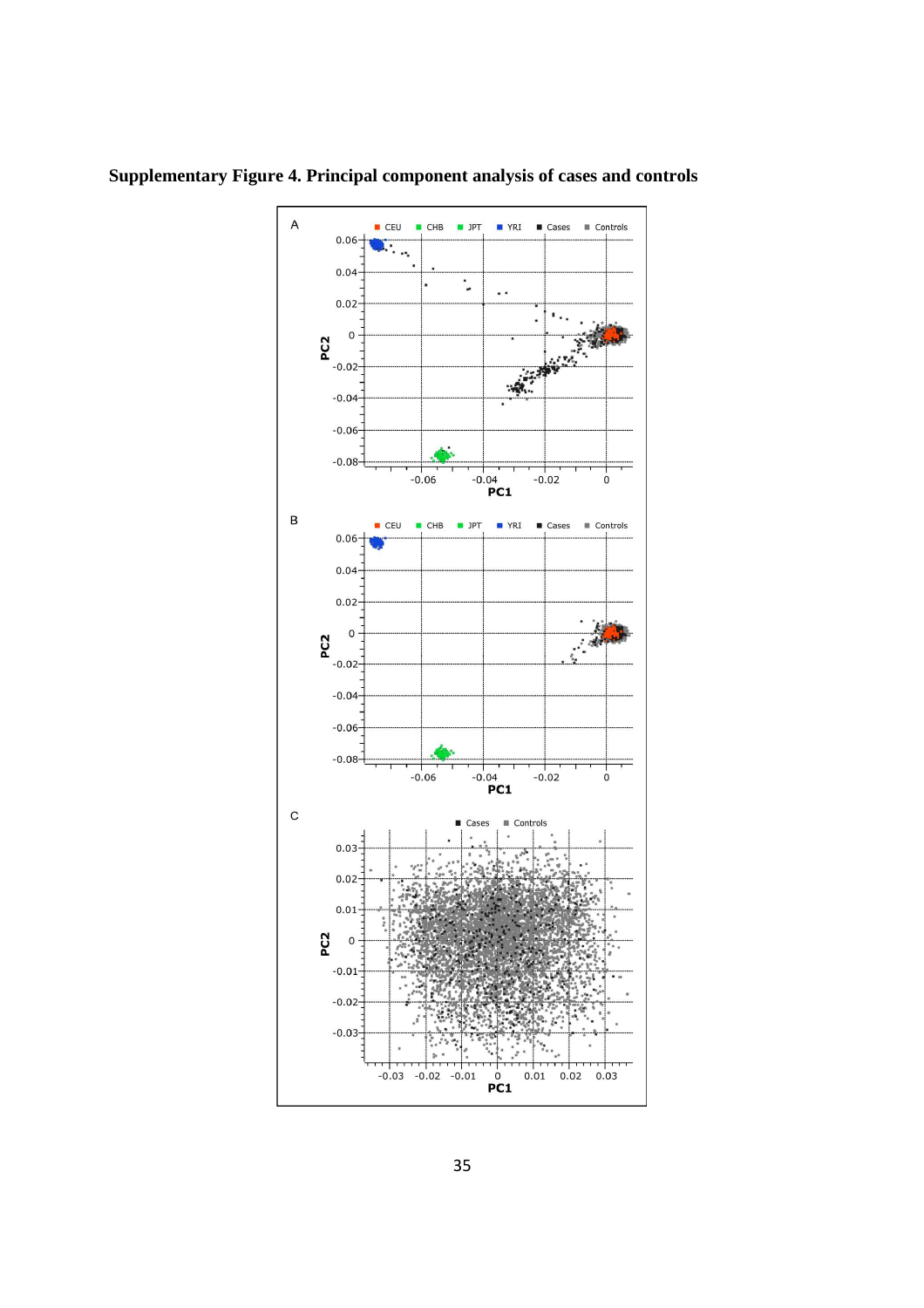**Supplementary Figure 4. Principal component analysis of cases and controls**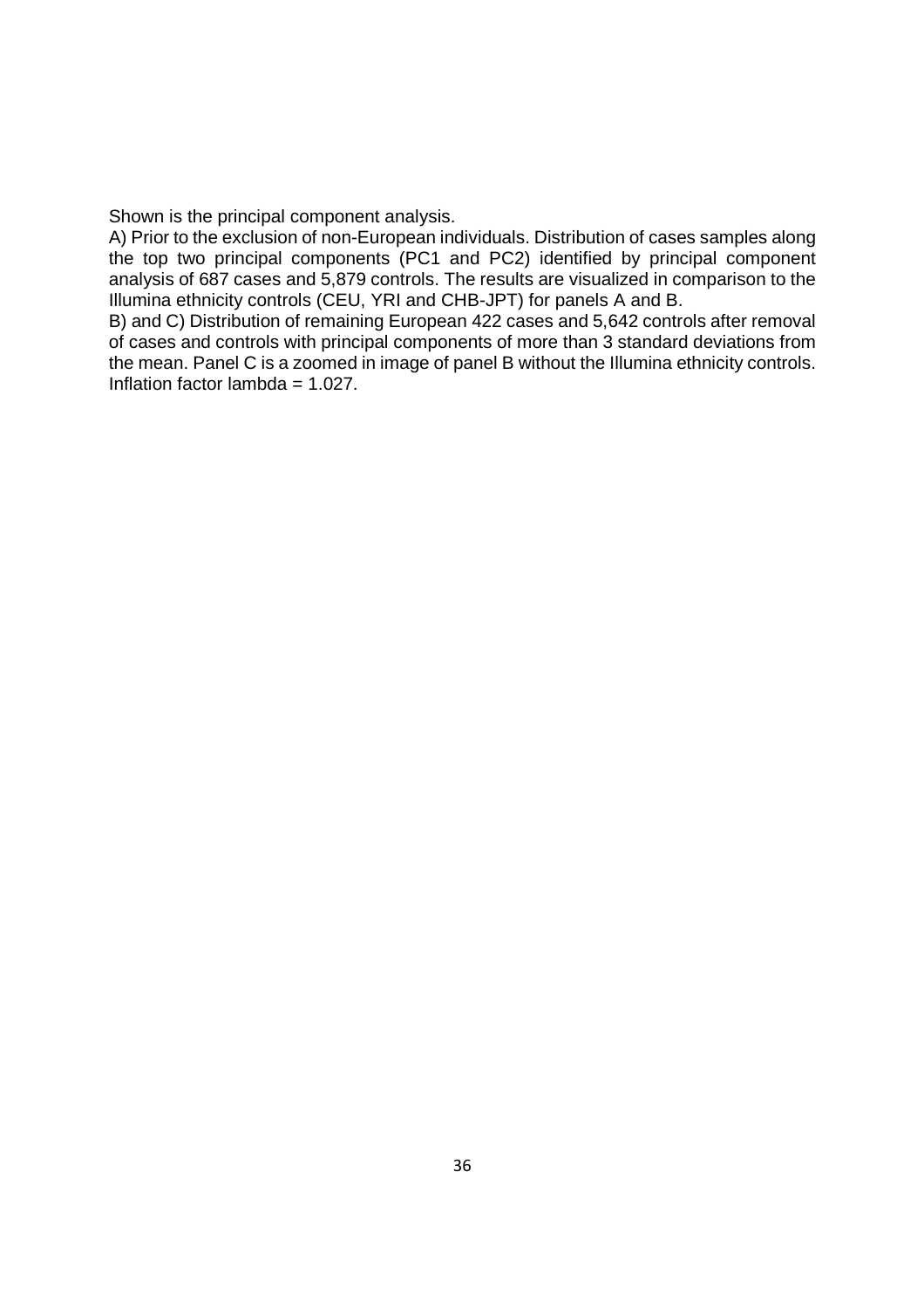Shown is the principal component analysis.

A) Prior to the exclusion of non-European individuals. Distribution of cases samples along the top two principal components (PC1 and PC2) identified by principal component analysis of 687 cases and 5,879 controls. The results are visualized in comparison to the Illumina ethnicity controls (CEU, YRI and CHB-JPT) for panels A and B.

B) and C) Distribution of remaining European 422 cases and 5,642 controls after removal of cases and controls with principal components of more than 3 standard deviations from the mean. Panel C is a zoomed in image of panel B without the Illumina ethnicity controls. Inflation factor lambda = 1.027.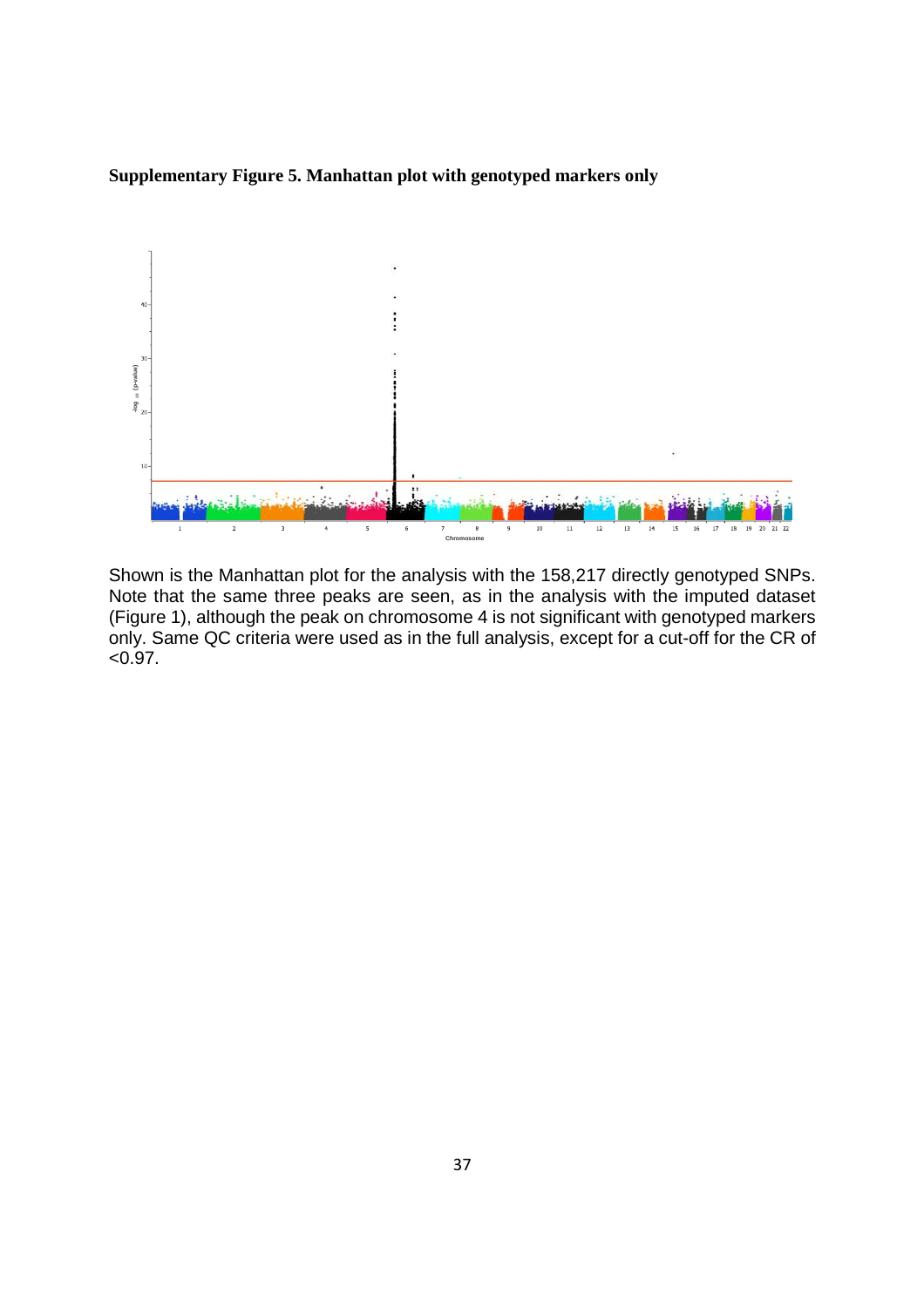**Supplementary Figure 5. Manhattan plot with genotyped markers only**

Shown is the Manhattan plot for the analysis with the 158,217 directly genotyped SNPs. Note that the same three peaks are seen, as in the analysis with the imputed dataset (Figure 1), although the peak on chromosome 4 is not significant with genotyped markers only. Same QC criteria were used as in the full analysis, except for a cut-off for the CR of <0.97.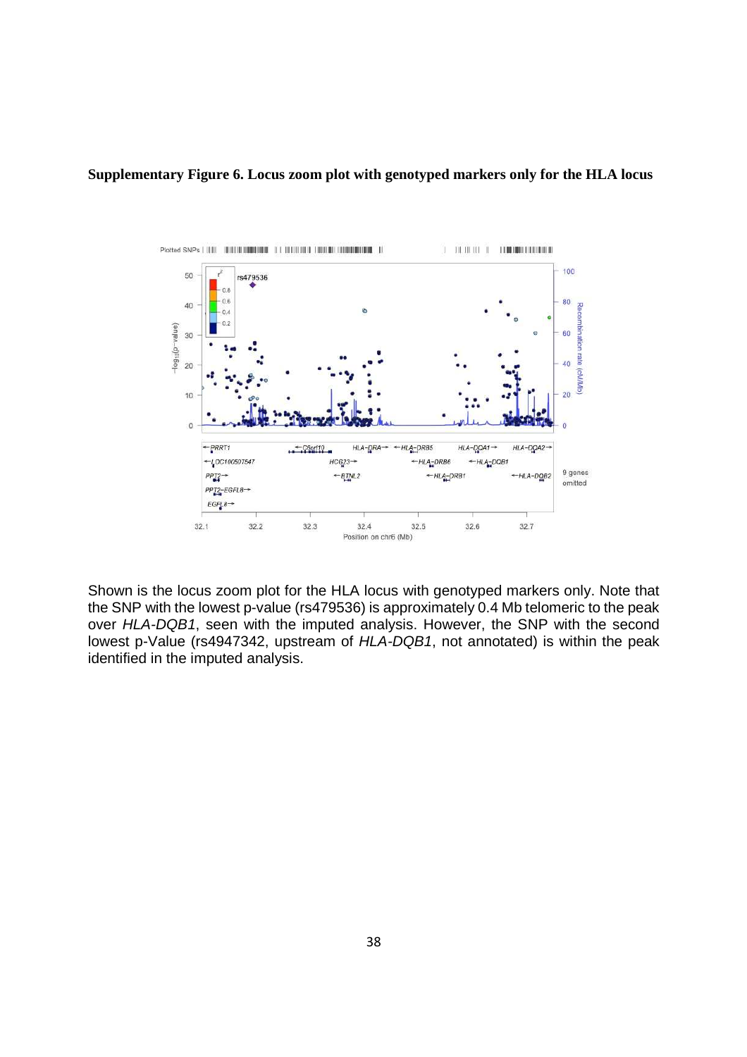**Supplementary Figure 6. Locus zoom plot with genotyped markers only for the HLA locus**

Shown is the locus zoom plot for the HLA locus with genotyped markers only. Note that the SNP with the lowest p-value (rs479536) is approximately 0.4 Mb telomeric to the peak over *HLA-DQB1*, seen with the imputed analysis. However, the SNP with the second lowest p-Value (rs4947342, upstream of *HLA-DQB1*, not annotated) is within the peak identified in the imputed analysis.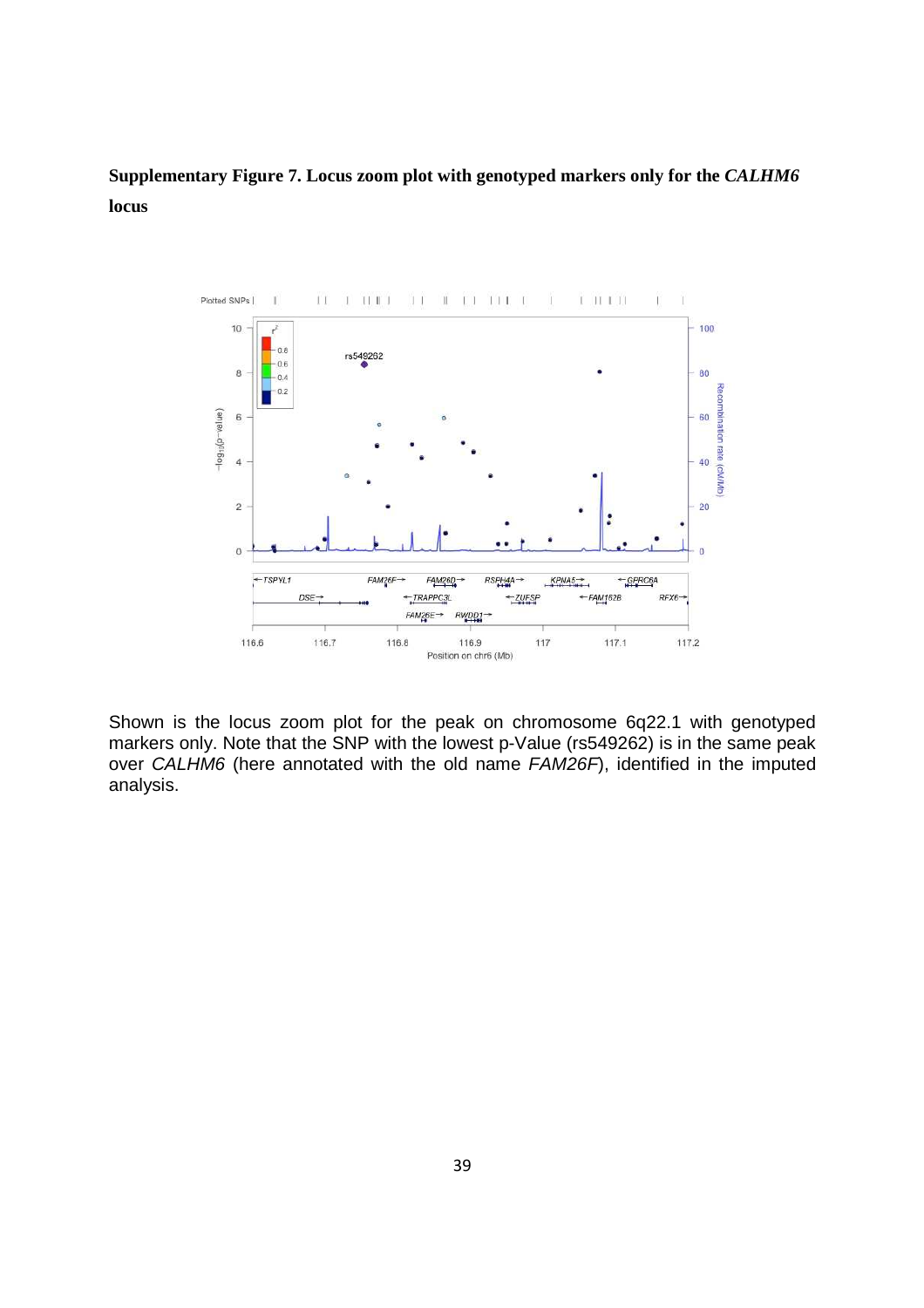**Supplementary Figure 7. Locus zoom plot with genotyped markers only for the *CALHM6* locus**

Shown is the locus zoom plot for the peak on chromosome 6q22.1 with genotyped markers only. Note that the SNP with the lowest p-Value (rs549262) is in the same peak over *CALHM6* (here annotated with the old name *FAM26F*), identified in the imputed analysis.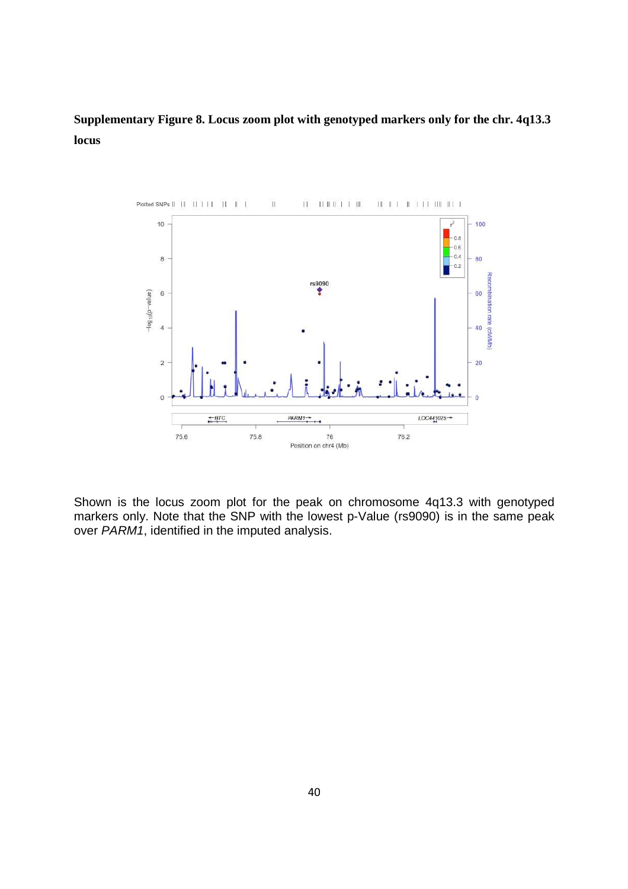**Supplementary Figure 8. Locus zoom plot with genotyped markers only for the chr. 4q13.3 locus**

Shown is the locus zoom plot for the peak on chromosome 4q13.3 with genotyped markers only. Note that the SNP with the lowest p-Value (rs9090) is in the same peak over *PARM1*, identified in the imputed analysis.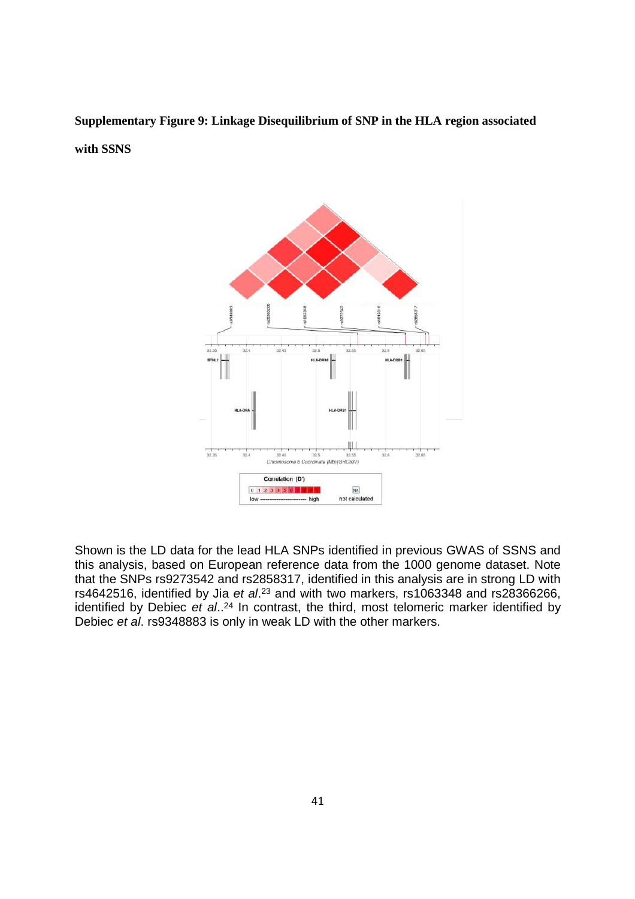**Supplementary Figure 9: Linkage Disequilibrium of SNP in the HLA region associated with SSNS**

Shown is the LD data for the lead HLA SNPs identified in previous GWAS of SSNS and this analysis, based on European reference data from the 1000 genome dataset. Note that the SNPs rs9273542 and rs2858317, identified in this analysis are in strong LD with rs4642516, identified by Jia *et al*.[23] and with two markers, rs1063348 and rs28366266, identified by Debiec *et al*..[24] In contrast, the third, most telomeric marker identified by Debiec *et al*. rs9348883 is only in weak LD with the other markers.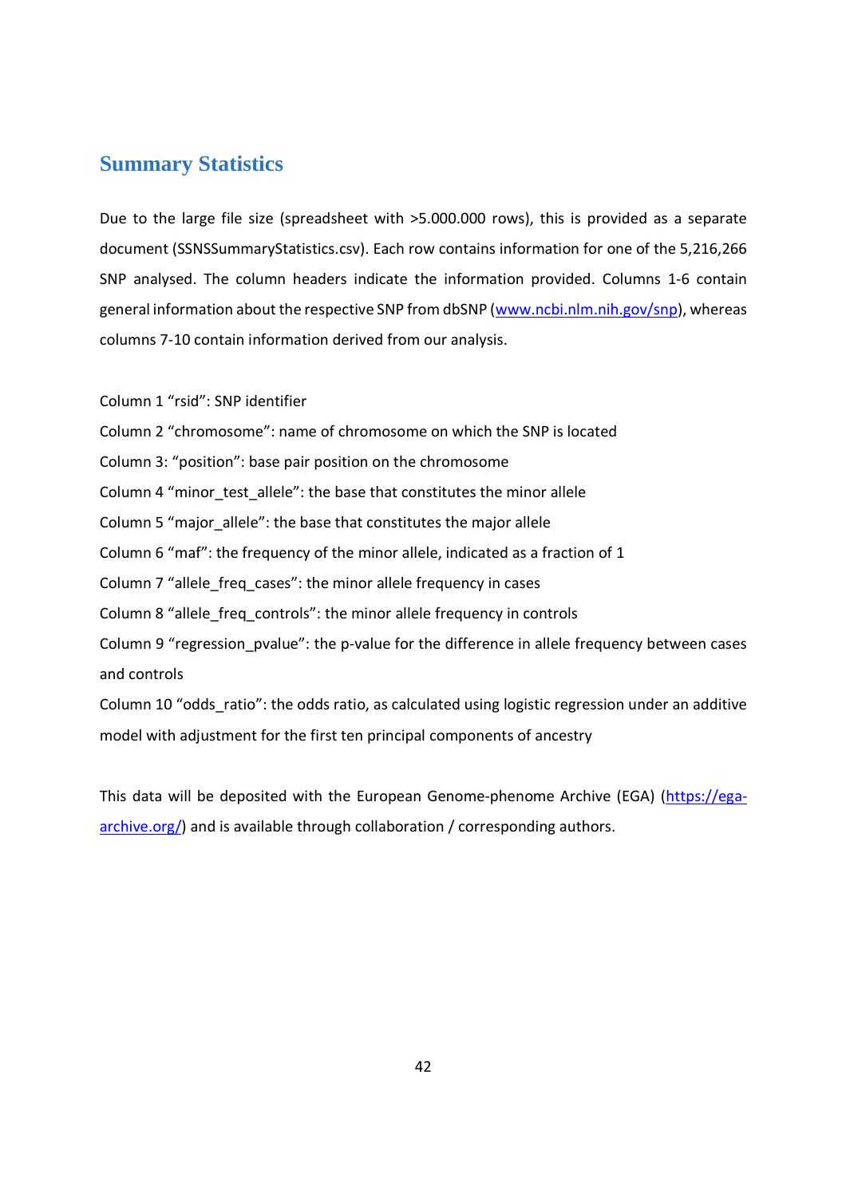## Summary Statistics

Due to the large file size (spreadsheet with >5.000.000 rows), this is provided as a separate document (SSNSSummaryStatistics.csv). Each row contains information for one of the 5,216,266 SNP analysed. The column headers indicate the information provided. Columns 1-6 contain general information about the respective SNP from dbSNP (www.ncbi.nlm.nih.gov/snp), whereas columns 7-10 contain information derived from our analysis.

Column 1 "rsid": SNP identifier

Column 2 "chromosome": name of chromosome on which the SNP is located

Column 3: "position": base pair position on the chromosome

Column 4 "minor_test_allele": the base that constitutes the minor allele

Column 5 "major_allele": the base that constitutes the major allele

Column 6 "maf": the frequency of the minor allele, indicated as a fraction of 1

Column 7 "allele_freq_cases": the minor allele frequency in cases

Column 8 "allele_freq_controls": the minor allele frequency in controls

Column 9 "regression_pvalue": the p-value for the difference in allele frequency between cases and controls

Column 10 "odds_ratio": the odds ratio, as calculated using logistic regression under an additive model with adjustment for the first ten principal components of ancestry

This data will be deposited with the European Genome-phenome Archive (EGA) (https://ega-archive.org/) and is available through collaboration / corresponding authors.